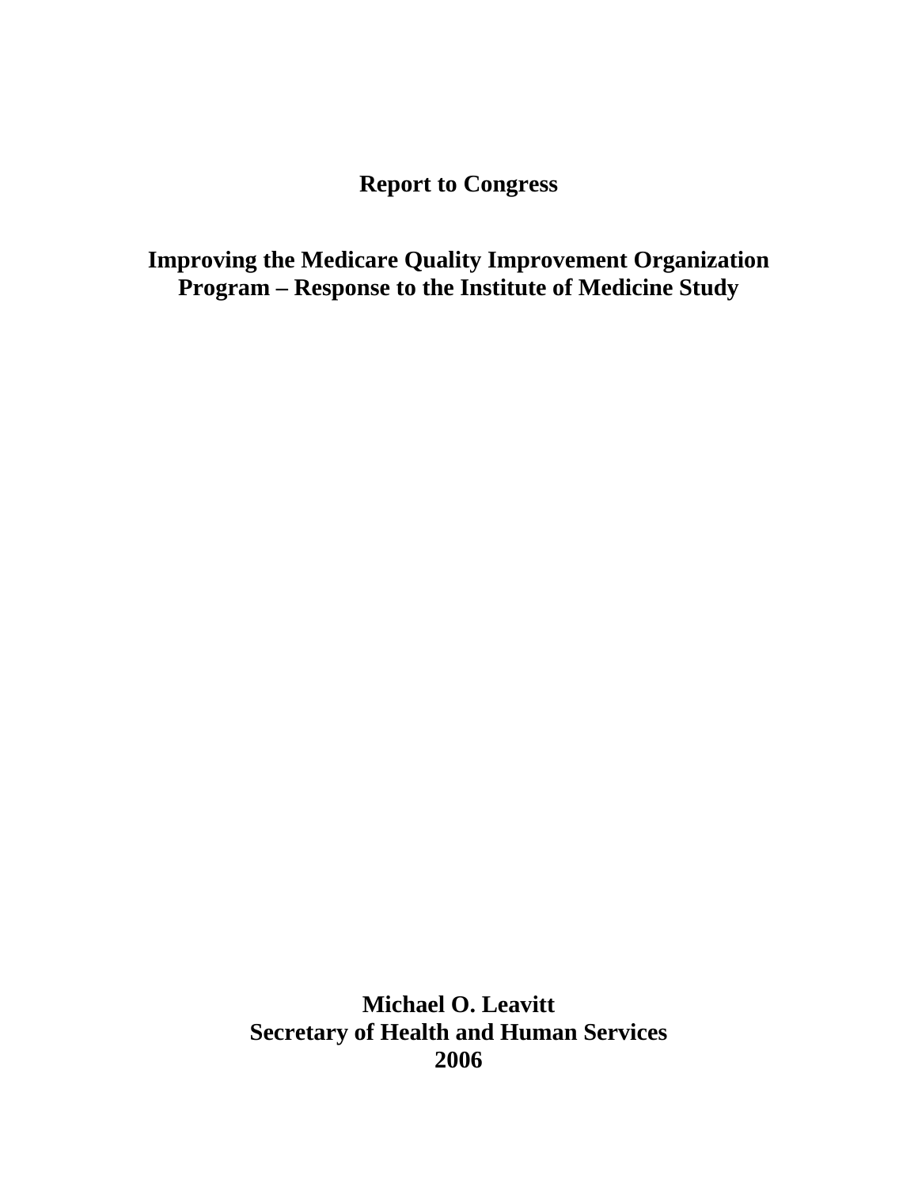# Report to Congress

## Improving the Medicare Quality Improvement Organization Program – Response to the Institute of Medicine Study

**Michael O. Leavitt**
**Secretary of Health and Human Services**
**2006**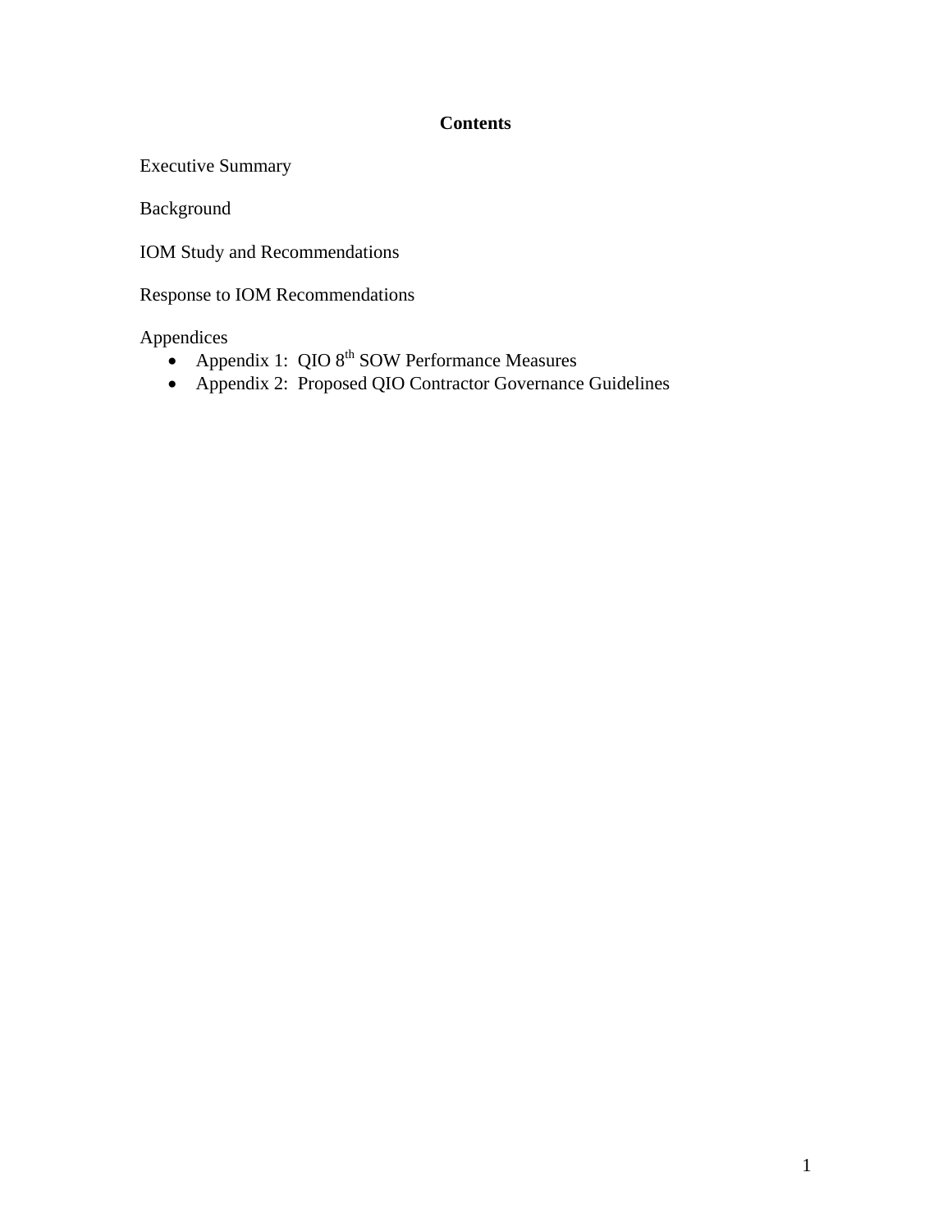# Contents

Executive Summary

Background

IOM Study and Recommendations

Response to IOM Recommendations

Appendices

- Appendix 1: QIO 8th SOW Performance Measures
- Appendix 2: Proposed QIO Contractor Governance Guidelines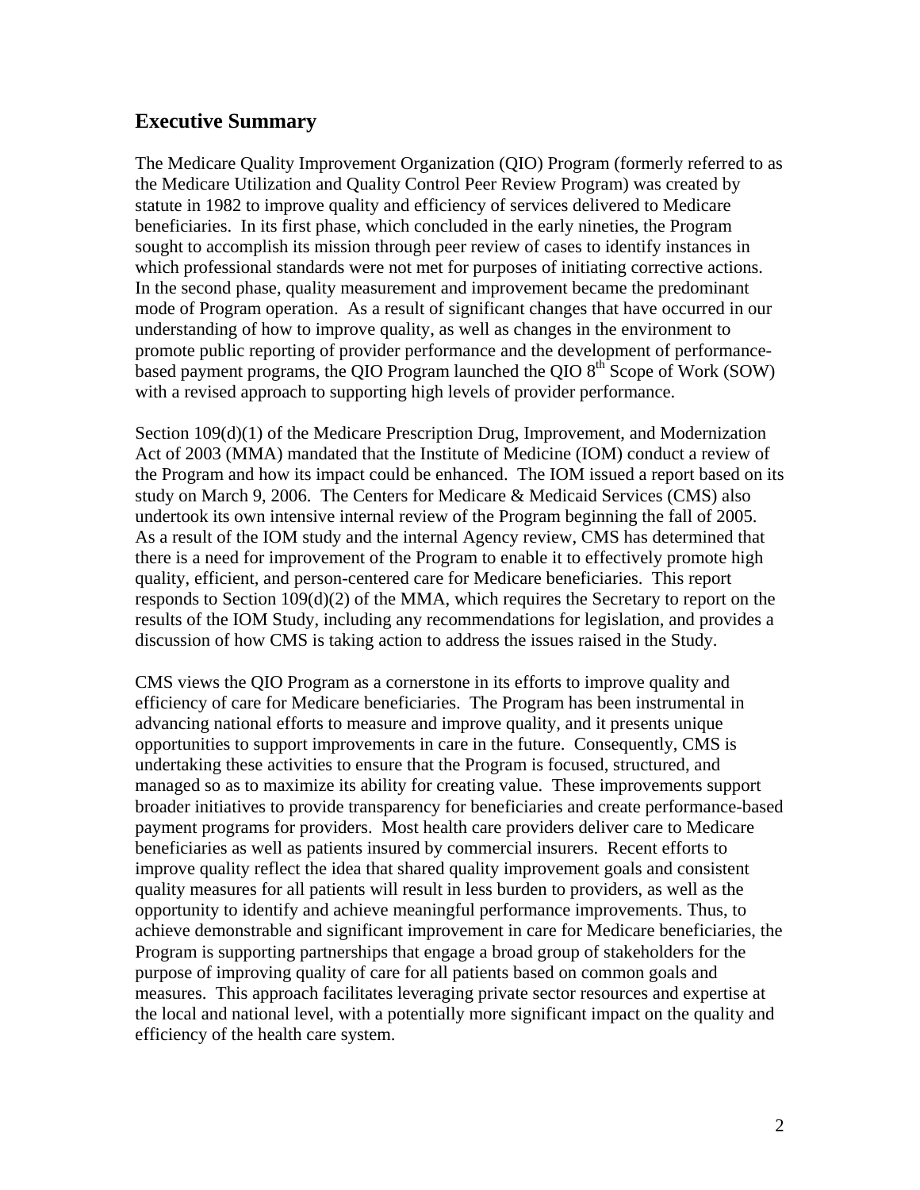## Executive Summary

The Medicare Quality Improvement Organization (QIO) Program (formerly referred to as the Medicare Utilization and Quality Control Peer Review Program) was created by statute in 1982 to improve quality and efficiency of services delivered to Medicare beneficiaries. In its first phase, which concluded in the early nineties, the Program sought to accomplish its mission through peer review of cases to identify instances in which professional standards were not met for purposes of initiating corrective actions. In the second phase, quality measurement and improvement became the predominant mode of Program operation. As a result of significant changes that have occurred in our understanding of how to improve quality, as well as changes in the environment to promote public reporting of provider performance and the development of performance-based payment programs, the QIO Program launched the QIO 8th Scope of Work (SOW) with a revised approach to supporting high levels of provider performance.

Section 109(d)(1) of the Medicare Prescription Drug, Improvement, and Modernization Act of 2003 (MMA) mandated that the Institute of Medicine (IOM) conduct a review of the Program and how its impact could be enhanced. The IOM issued a report based on its study on March 9, 2006. The Centers for Medicare & Medicaid Services (CMS) also undertook its own intensive internal review of the Program beginning the fall of 2005. As a result of the IOM study and the internal Agency review, CMS has determined that there is a need for improvement of the Program to enable it to effectively promote high quality, efficient, and person-centered care for Medicare beneficiaries. This report responds to Section 109(d)(2) of the MMA, which requires the Secretary to report on the results of the IOM Study, including any recommendations for legislation, and provides a discussion of how CMS is taking action to address the issues raised in the Study.

CMS views the QIO Program as a cornerstone in its efforts to improve quality and efficiency of care for Medicare beneficiaries. The Program has been instrumental in advancing national efforts to measure and improve quality, and it presents unique opportunities to support improvements in care in the future. Consequently, CMS is undertaking these activities to ensure that the Program is focused, structured, and managed so as to maximize its ability for creating value. These improvements support broader initiatives to provide transparency for beneficiaries and create performance-based payment programs for providers. Most health care providers deliver care to Medicare beneficiaries as well as patients insured by commercial insurers. Recent efforts to improve quality reflect the idea that shared quality improvement goals and consistent quality measures for all patients will result in less burden to providers, as well as the opportunity to identify and achieve meaningful performance improvements. Thus, to achieve demonstrable and significant improvement in care for Medicare beneficiaries, the Program is supporting partnerships that engage a broad group of stakeholders for the purpose of improving quality of care for all patients based on common goals and measures. This approach facilitates leveraging private sector resources and expertise at the local and national level, with a potentially more significant impact on the quality and efficiency of the health care system.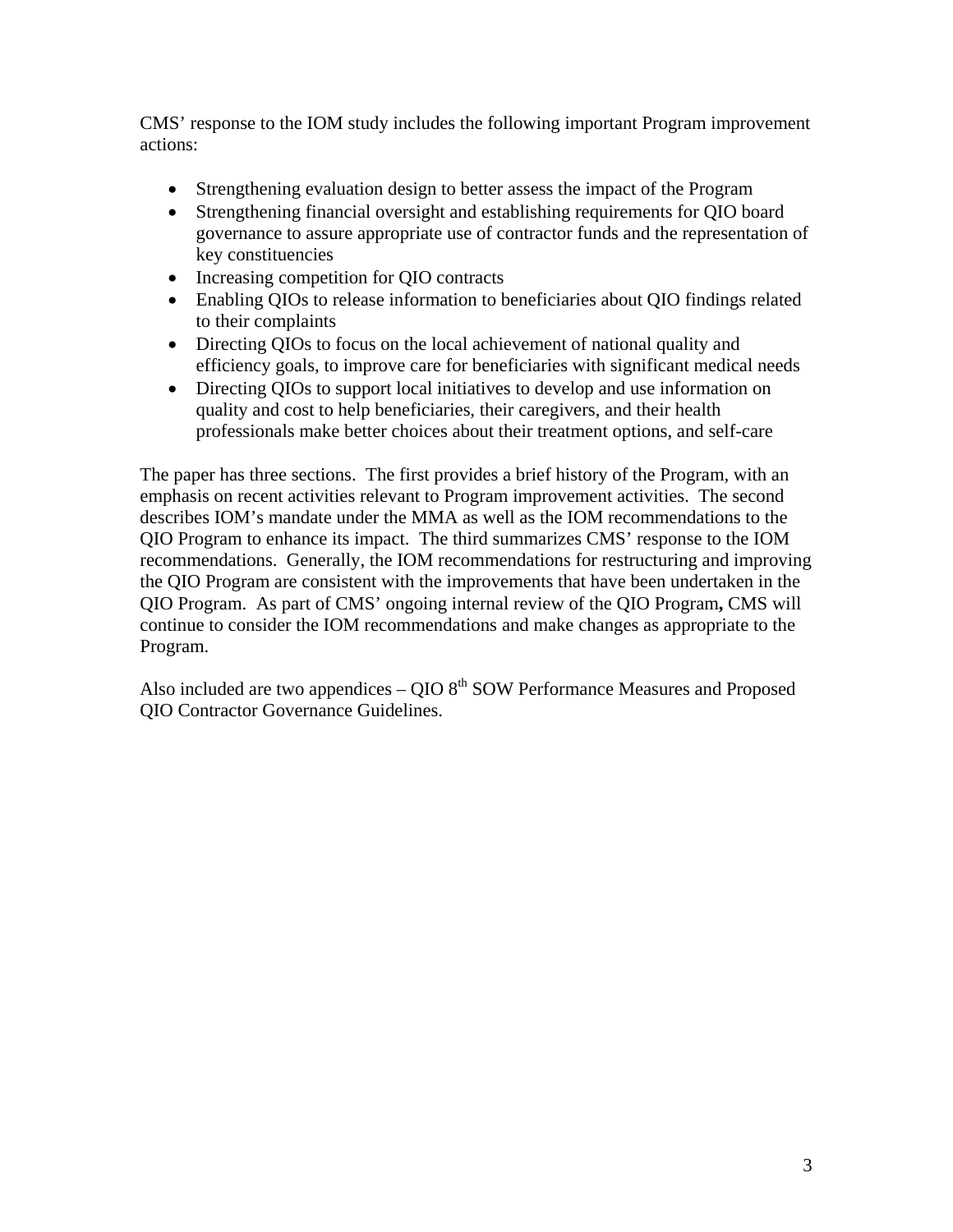CMS' response to the IOM study includes the following important Program improvement actions:

- Strengthening evaluation design to better assess the impact of the Program
- Strengthening financial oversight and establishing requirements for QIO board governance to assure appropriate use of contractor funds and the representation of key constituencies
- Increasing competition for QIO contracts
- Enabling QIOs to release information to beneficiaries about QIO findings related to their complaints
- Directing QIOs to focus on the local achievement of national quality and efficiency goals, to improve care for beneficiaries with significant medical needs
- Directing QIOs to support local initiatives to develop and use information on quality and cost to help beneficiaries, their caregivers, and their health professionals make better choices about their treatment options, and self-care

The paper has three sections. The first provides a brief history of the Program, with an emphasis on recent activities relevant to Program improvement activities. The second describes IOM's mandate under the MMA as well as the IOM recommendations to the QIO Program to enhance its impact. The third summarizes CMS' response to the IOM recommendations. Generally, the IOM recommendations for restructuring and improving the QIO Program are consistent with the improvements that have been undertaken in the QIO Program. As part of CMS' ongoing internal review of the QIO Program**,** CMS will continue to consider the IOM recommendations and make changes as appropriate to the Program.

Also included are two appendices – QIO 8th SOW Performance Measures and Proposed QIO Contractor Governance Guidelines.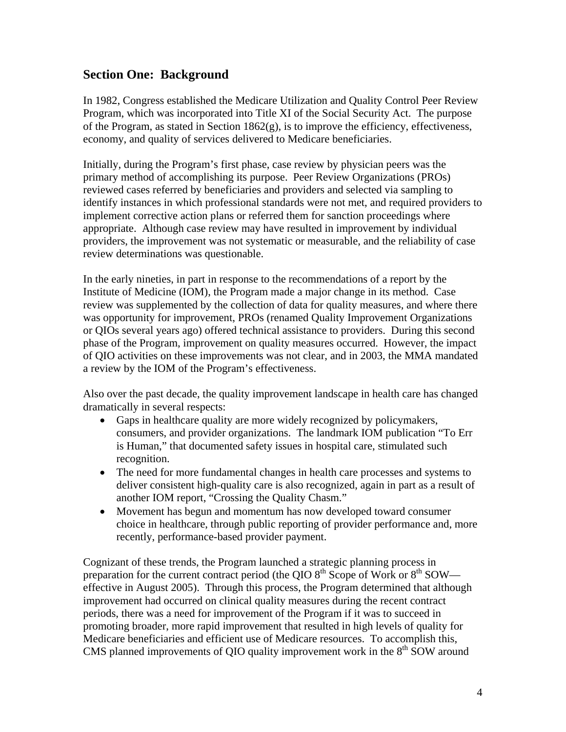## Section One: Background

In 1982, Congress established the Medicare Utilization and Quality Control Peer Review Program, which was incorporated into Title XI of the Social Security Act. The purpose of the Program, as stated in Section 1862(g), is to improve the efficiency, effectiveness, economy, and quality of services delivered to Medicare beneficiaries.

Initially, during the Program's first phase, case review by physician peers was the primary method of accomplishing its purpose. Peer Review Organizations (PROs) reviewed cases referred by beneficiaries and providers and selected via sampling to identify instances in which professional standards were not met, and required providers to implement corrective action plans or referred them for sanction proceedings where appropriate. Although case review may have resulted in improvement by individual providers, the improvement was not systematic or measurable, and the reliability of case review determinations was questionable.

In the early nineties, in part in response to the recommendations of a report by the Institute of Medicine (IOM), the Program made a major change in its method. Case review was supplemented by the collection of data for quality measures, and where there was opportunity for improvement, PROs (renamed Quality Improvement Organizations or QIOs several years ago) offered technical assistance to providers. During this second phase of the Program, improvement on quality measures occurred. However, the impact of QIO activities on these improvements was not clear, and in 2003, the MMA mandated a review by the IOM of the Program's effectiveness.

Also over the past decade, the quality improvement landscape in health care has changed dramatically in several respects:

- Gaps in healthcare quality are more widely recognized by policymakers, consumers, and provider organizations. The landmark IOM publication "To Err is Human," that documented safety issues in hospital care, stimulated such recognition.
- The need for more fundamental changes in health care processes and systems to deliver consistent high-quality care is also recognized, again in part as a result of another IOM report, "Crossing the Quality Chasm."
- Movement has begun and momentum has now developed toward consumer choice in healthcare, through public reporting of provider performance and, more recently, performance-based provider payment.

Cognizant of these trends, the Program launched a strategic planning process in preparation for the current contract period (the QIO 8th Scope of Work or 8th SOW—effective in August 2005). Through this process, the Program determined that although improvement had occurred on clinical quality measures during the recent contract periods, there was a need for improvement of the Program if it was to succeed in promoting broader, more rapid improvement that resulted in high levels of quality for Medicare beneficiaries and efficient use of Medicare resources. To accomplish this, CMS planned improvements of QIO quality improvement work in the 8th SOW around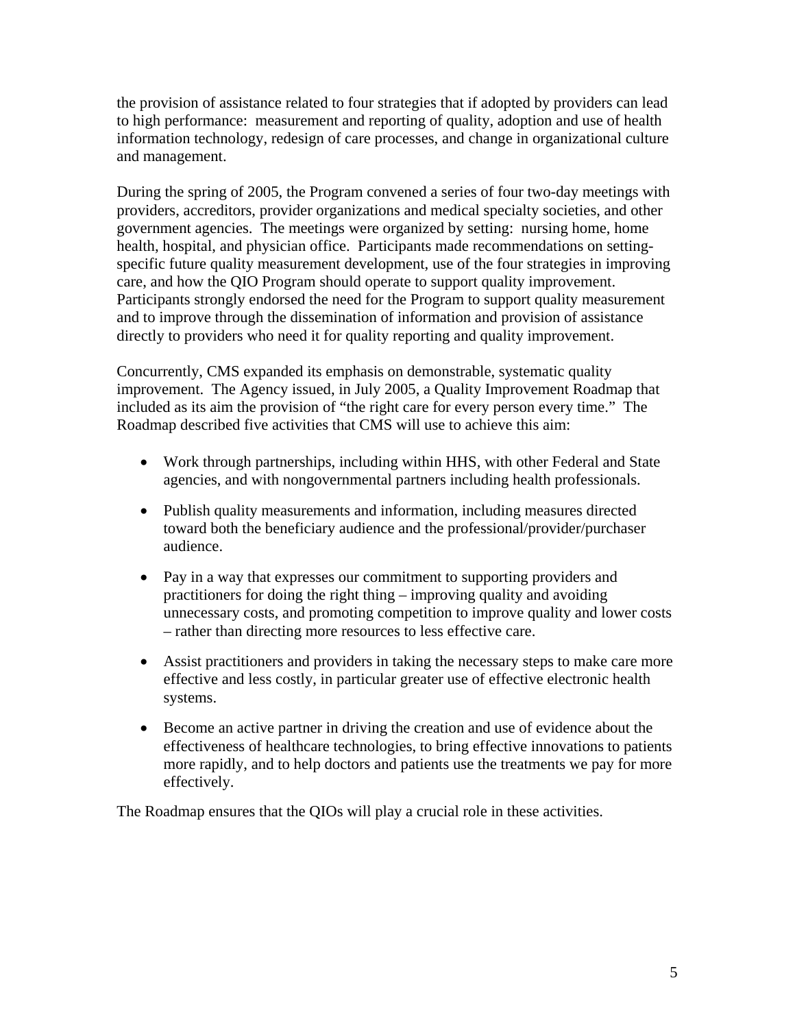the provision of assistance related to four strategies that if adopted by providers can lead to high performance: measurement and reporting of quality, adoption and use of health information technology, redesign of care processes, and change in organizational culture and management.

During the spring of 2005, the Program convened a series of four two-day meetings with providers, accreditors, provider organizations and medical specialty societies, and other government agencies. The meetings were organized by setting: nursing home, home health, hospital, and physician office. Participants made recommendations on setting-specific future quality measurement development, use of the four strategies in improving care, and how the QIO Program should operate to support quality improvement. Participants strongly endorsed the need for the Program to support quality measurement and to improve through the dissemination of information and provision of assistance directly to providers who need it for quality reporting and quality improvement.

Concurrently, CMS expanded its emphasis on demonstrable, systematic quality improvement. The Agency issued, in July 2005, a Quality Improvement Roadmap that included as its aim the provision of "the right care for every person every time." The Roadmap described five activities that CMS will use to achieve this aim:

- Work through partnerships, including within HHS, with other Federal and State agencies, and with nongovernmental partners including health professionals.
- Publish quality measurements and information, including measures directed toward both the beneficiary audience and the professional/provider/purchaser audience.
- Pay in a way that expresses our commitment to supporting providers and practitioners for doing the right thing – improving quality and avoiding unnecessary costs, and promoting competition to improve quality and lower costs – rather than directing more resources to less effective care.
- Assist practitioners and providers in taking the necessary steps to make care more effective and less costly, in particular greater use of effective electronic health systems.
- Become an active partner in driving the creation and use of evidence about the effectiveness of healthcare technologies, to bring effective innovations to patients more rapidly, and to help doctors and patients use the treatments we pay for more effectively.

The Roadmap ensures that the QIOs will play a crucial role in these activities.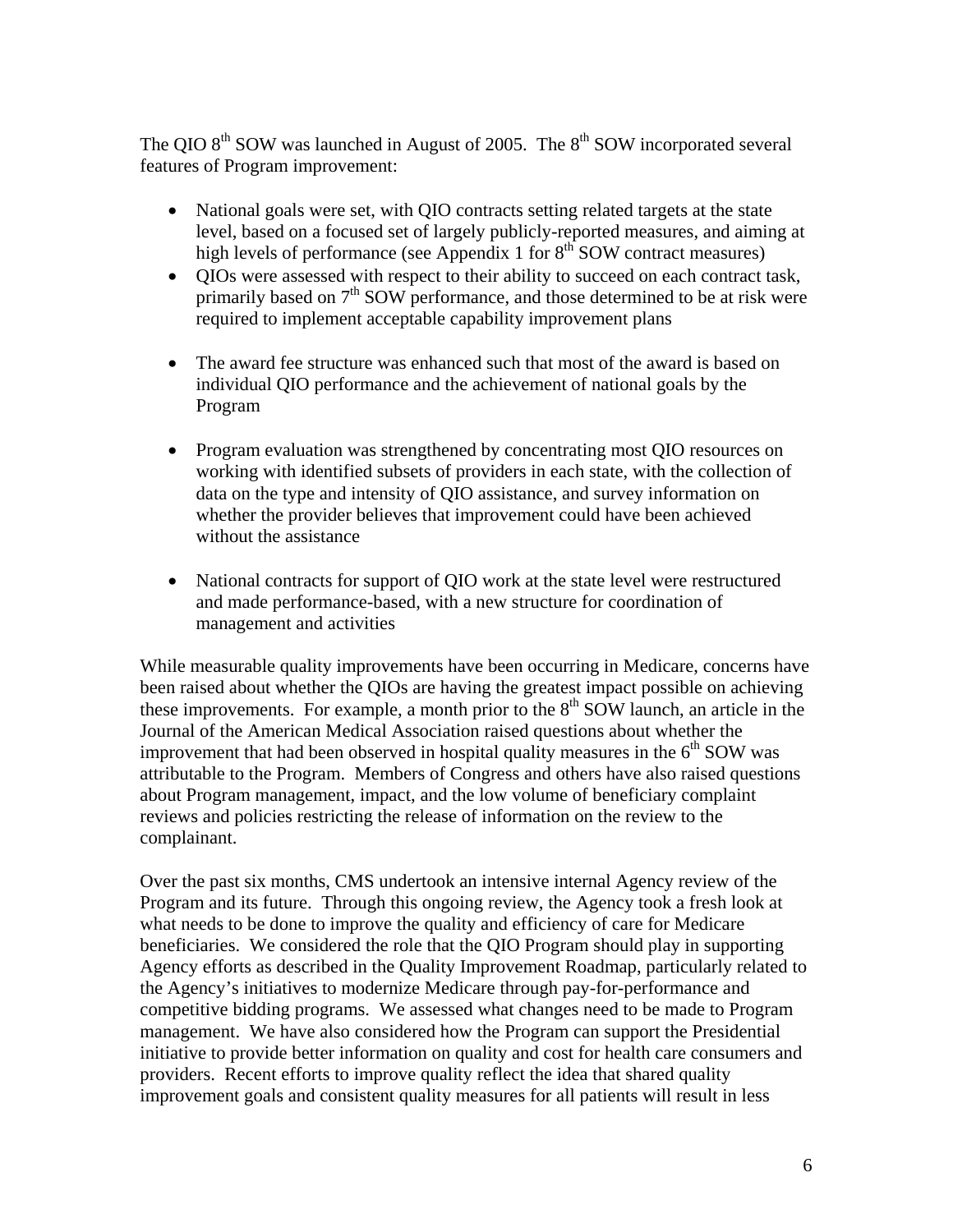The QIO 8th SOW was launched in August of 2005. The 8th SOW incorporated several features of Program improvement:

- National goals were set, with QIO contracts setting related targets at the state level, based on a focused set of largely publicly-reported measures, and aiming at high levels of performance (see Appendix 1 for 8th SOW contract measures)
- QIOs were assessed with respect to their ability to succeed on each contract task, primarily based on 7th SOW performance, and those determined to be at risk were required to implement acceptable capability improvement plans
- The award fee structure was enhanced such that most of the award is based on individual QIO performance and the achievement of national goals by the Program
- Program evaluation was strengthened by concentrating most QIO resources on working with identified subsets of providers in each state, with the collection of data on the type and intensity of QIO assistance, and survey information on whether the provider believes that improvement could have been achieved without the assistance
- National contracts for support of QIO work at the state level were restructured and made performance-based, with a new structure for coordination of management and activities

While measurable quality improvements have been occurring in Medicare, concerns have been raised about whether the QIOs are having the greatest impact possible on achieving these improvements. For example, a month prior to the 8th SOW launch, an article in the Journal of the American Medical Association raised questions about whether the improvement that had been observed in hospital quality measures in the 6th SOW was attributable to the Program. Members of Congress and others have also raised questions about Program management, impact, and the low volume of beneficiary complaint reviews and policies restricting the release of information on the review to the complainant.

Over the past six months, CMS undertook an intensive internal Agency review of the Program and its future. Through this ongoing review, the Agency took a fresh look at what needs to be done to improve the quality and efficiency of care for Medicare beneficiaries. We considered the role that the QIO Program should play in supporting Agency efforts as described in the Quality Improvement Roadmap, particularly related to the Agency's initiatives to modernize Medicare through pay-for-performance and competitive bidding programs. We assessed what changes need to be made to Program management. We have also considered how the Program can support the Presidential initiative to provide better information on quality and cost for health care consumers and providers. Recent efforts to improve quality reflect the idea that shared quality improvement goals and consistent quality measures for all patients will result in less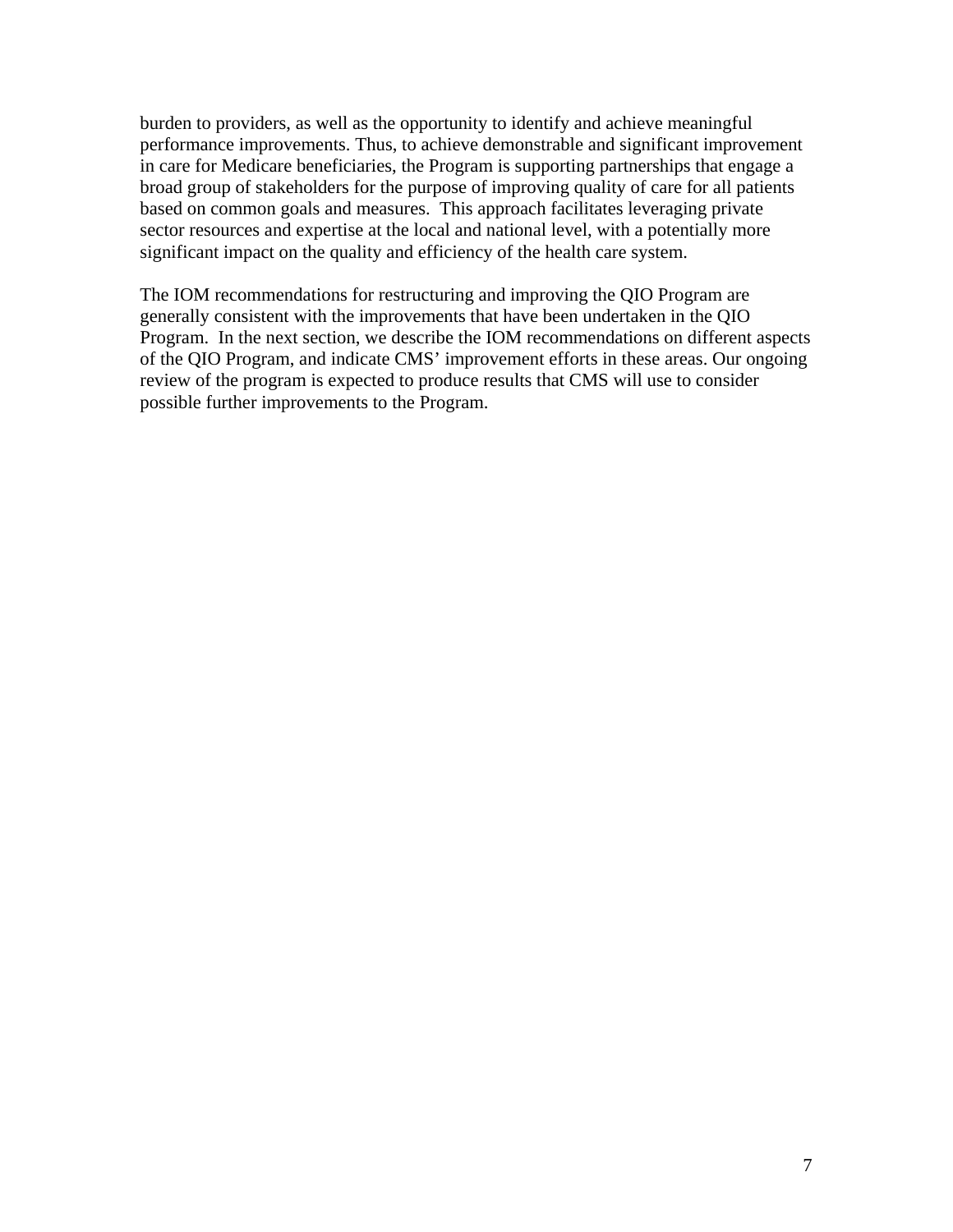burden to providers, as well as the opportunity to identify and achieve meaningful performance improvements. Thus, to achieve demonstrable and significant improvement in care for Medicare beneficiaries, the Program is supporting partnerships that engage a broad group of stakeholders for the purpose of improving quality of care for all patients based on common goals and measures. This approach facilitates leveraging private sector resources and expertise at the local and national level, with a potentially more significant impact on the quality and efficiency of the health care system.

The IOM recommendations for restructuring and improving the QIO Program are generally consistent with the improvements that have been undertaken in the QIO Program. In the next section, we describe the IOM recommendations on different aspects of the QIO Program, and indicate CMS' improvement efforts in these areas. Our ongoing review of the program is expected to produce results that CMS will use to consider possible further improvements to the Program.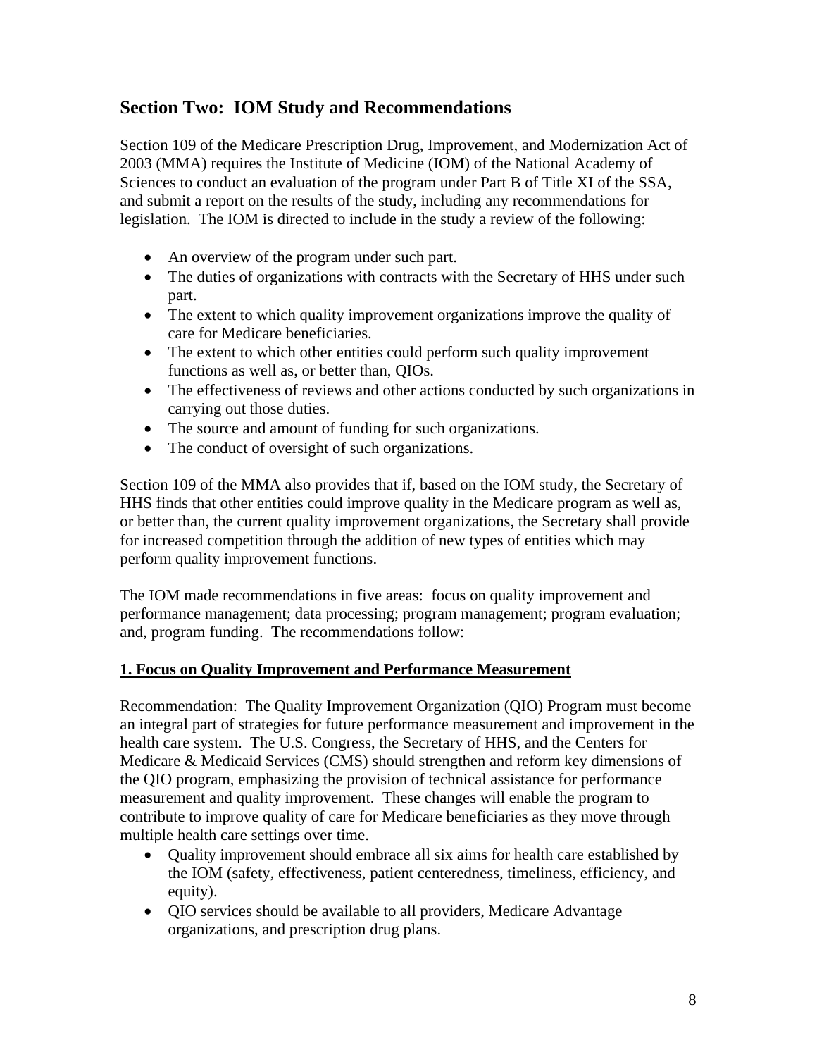## Section Two: IOM Study and Recommendations

Section 109 of the Medicare Prescription Drug, Improvement, and Modernization Act of 2003 (MMA) requires the Institute of Medicine (IOM) of the National Academy of Sciences to conduct an evaluation of the program under Part B of Title XI of the SSA, and submit a report on the results of the study, including any recommendations for legislation. The IOM is directed to include in the study a review of the following:

- An overview of the program under such part.
- The duties of organizations with contracts with the Secretary of HHS under such part.
- The extent to which quality improvement organizations improve the quality of care for Medicare beneficiaries.
- The extent to which other entities could perform such quality improvement functions as well as, or better than, QIOs.
- The effectiveness of reviews and other actions conducted by such organizations in carrying out those duties.
- The source and amount of funding for such organizations.
- The conduct of oversight of such organizations.

Section 109 of the MMA also provides that if, based on the IOM study, the Secretary of HHS finds that other entities could improve quality in the Medicare program as well as, or better than, the current quality improvement organizations, the Secretary shall provide for increased competition through the addition of new types of entities which may perform quality improvement functions.

The IOM made recommendations in five areas: focus on quality improvement and performance management; data processing; program management; program evaluation; and, program funding. The recommendations follow:

**1. Focus on Quality Improvement and Performance Measurement**

Recommendation: The Quality Improvement Organization (QIO) Program must become an integral part of strategies for future performance measurement and improvement in the health care system. The U.S. Congress, the Secretary of HHS, and the Centers for Medicare & Medicaid Services (CMS) should strengthen and reform key dimensions of the QIO program, emphasizing the provision of technical assistance for performance measurement and quality improvement. These changes will enable the program to contribute to improve quality of care for Medicare beneficiaries as they move through multiple health care settings over time.

- Quality improvement should embrace all six aims for health care established by the IOM (safety, effectiveness, patient centeredness, timeliness, efficiency, and equity).
- QIO services should be available to all providers, Medicare Advantage organizations, and prescription drug plans.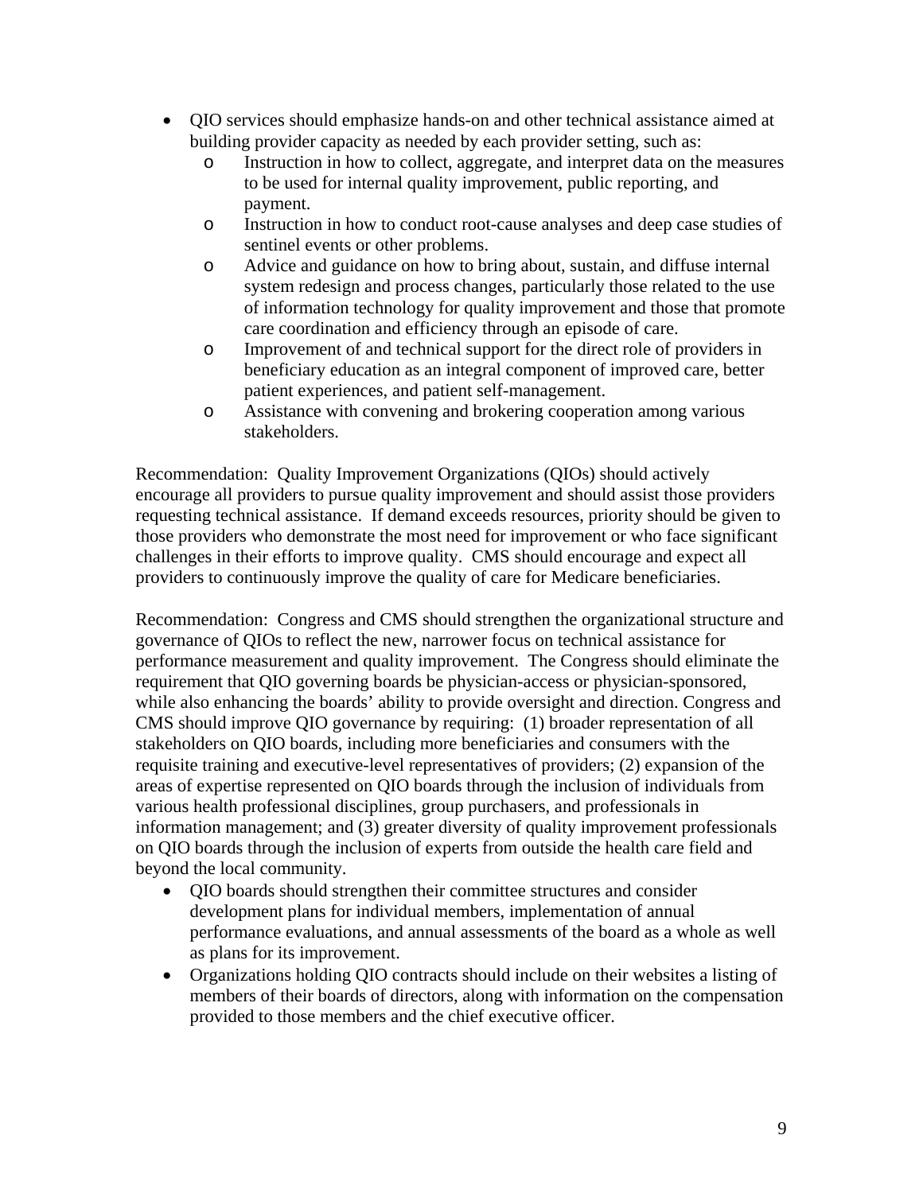- QIO services should emphasize hands-on and other technical assistance aimed at building provider capacity as needed by each provider setting, such as:
    - Instruction in how to collect, aggregate, and interpret data on the measures to be used for internal quality improvement, public reporting, and payment.
    - Instruction in how to conduct root-cause analyses and deep case studies of sentinel events or other problems.
    - Advice and guidance on how to bring about, sustain, and diffuse internal system redesign and process changes, particularly those related to the use of information technology for quality improvement and those that promote care coordination and efficiency through an episode of care.
    - Improvement of and technical support for the direct role of providers in beneficiary education as an integral component of improved care, better patient experiences, and patient self-management.
    - Assistance with convening and brokering cooperation among various stakeholders.

Recommendation: Quality Improvement Organizations (QIOs) should actively encourage all providers to pursue quality improvement and should assist those providers requesting technical assistance. If demand exceeds resources, priority should be given to those providers who demonstrate the most need for improvement or who face significant challenges in their efforts to improve quality. CMS should encourage and expect all providers to continuously improve the quality of care for Medicare beneficiaries.

Recommendation: Congress and CMS should strengthen the organizational structure and governance of QIOs to reflect the new, narrower focus on technical assistance for performance measurement and quality improvement. The Congress should eliminate the requirement that QIO governing boards be physician-access or physician-sponsored, while also enhancing the boards' ability to provide oversight and direction. Congress and CMS should improve QIO governance by requiring: (1) broader representation of all stakeholders on QIO boards, including more beneficiaries and consumers with the requisite training and executive-level representatives of providers; (2) expansion of the areas of expertise represented on QIO boards through the inclusion of individuals from various health professional disciplines, group purchasers, and professionals in information management; and (3) greater diversity of quality improvement professionals on QIO boards through the inclusion of experts from outside the health care field and beyond the local community.

- QIO boards should strengthen their committee structures and consider development plans for individual members, implementation of annual performance evaluations, and annual assessments of the board as a whole as well as plans for its improvement.
- Organizations holding QIO contracts should include on their websites a listing of members of their boards of directors, along with information on the compensation provided to those members and the chief executive officer.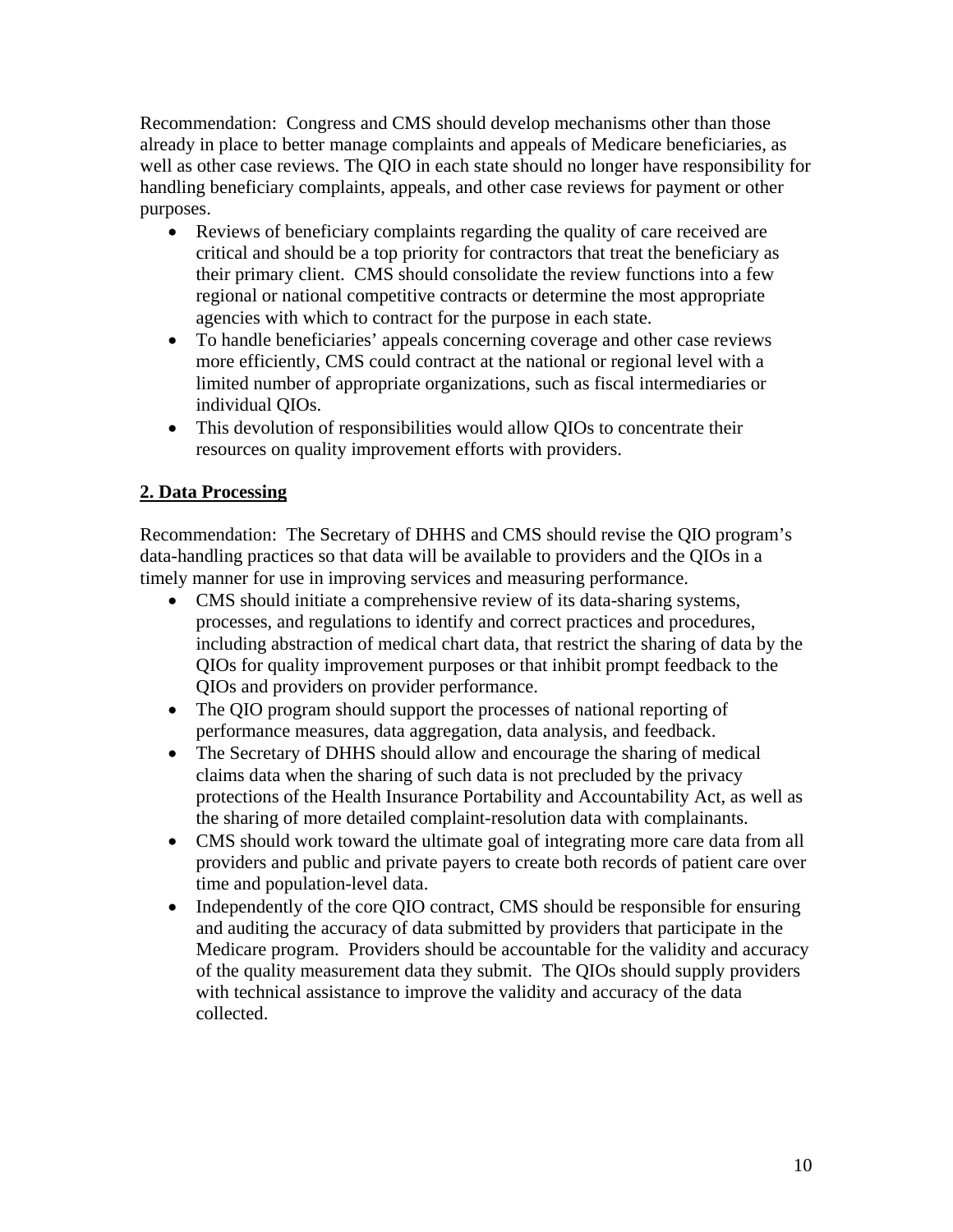Recommendation: Congress and CMS should develop mechanisms other than those already in place to better manage complaints and appeals of Medicare beneficiaries, as well as other case reviews. The QIO in each state should no longer have responsibility for handling beneficiary complaints, appeals, and other case reviews for payment or other purposes.

- Reviews of beneficiary complaints regarding the quality of care received are critical and should be a top priority for contractors that treat the beneficiary as their primary client. CMS should consolidate the review functions into a few regional or national competitive contracts or determine the most appropriate agencies with which to contract for the purpose in each state.
- To handle beneficiaries' appeals concerning coverage and other case reviews more efficiently, CMS could contract at the national or regional level with a limited number of appropriate organizations, such as fiscal intermediaries or individual QIOs.
- This devolution of responsibilities would allow QIOs to concentrate their resources on quality improvement efforts with providers.

## 2. Data Processing

Recommendation: The Secretary of DHHS and CMS should revise the QIO program's data-handling practices so that data will be available to providers and the QIOs in a timely manner for use in improving services and measuring performance.

- CMS should initiate a comprehensive review of its data-sharing systems, processes, and regulations to identify and correct practices and procedures, including abstraction of medical chart data, that restrict the sharing of data by the QIOs for quality improvement purposes or that inhibit prompt feedback to the QIOs and providers on provider performance.
- The QIO program should support the processes of national reporting of performance measures, data aggregation, data analysis, and feedback.
- The Secretary of DHHS should allow and encourage the sharing of medical claims data when the sharing of such data is not precluded by the privacy protections of the Health Insurance Portability and Accountability Act, as well as the sharing of more detailed complaint-resolution data with complainants.
- CMS should work toward the ultimate goal of integrating more care data from all providers and public and private payers to create both records of patient care over time and population-level data.
- Independently of the core QIO contract, CMS should be responsible for ensuring and auditing the accuracy of data submitted by providers that participate in the Medicare program. Providers should be accountable for the validity and accuracy of the quality measurement data they submit. The QIOs should supply providers with technical assistance to improve the validity and accuracy of the data collected.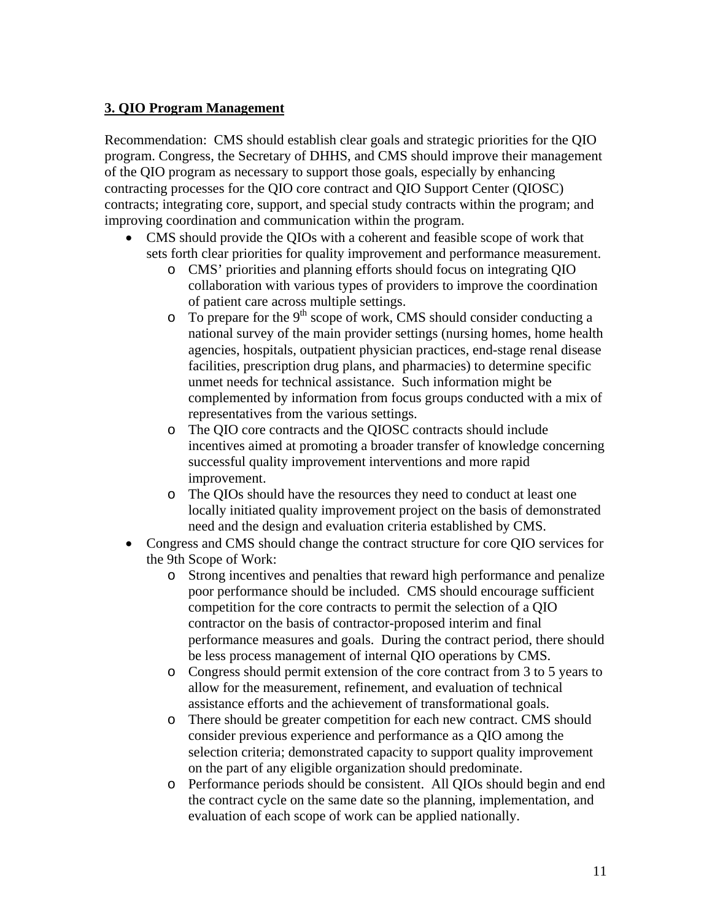### **3. QIO Program Management**

Recommendation: CMS should establish clear goals and strategic priorities for the QIO program. Congress, the Secretary of DHHS, and CMS should improve their management of the QIO program as necessary to support those goals, especially by enhancing contracting processes for the QIO core contract and QIO Support Center (QIOSC) contracts; integrating core, support, and special study contracts within the program; and improving coordination and communication within the program.

- CMS should provide the QIOs with a coherent and feasible scope of work that sets forth clear priorities for quality improvement and performance measurement.
  - CMS' priorities and planning efforts should focus on integrating QIO collaboration with various types of providers to improve the coordination of patient care across multiple settings.
  - To prepare for the 9th scope of work, CMS should consider conducting a national survey of the main provider settings (nursing homes, home health agencies, hospitals, outpatient physician practices, end-stage renal disease facilities, prescription drug plans, and pharmacies) to determine specific unmet needs for technical assistance. Such information might be complemented by information from focus groups conducted with a mix of representatives from the various settings.
  - The QIO core contracts and the QIOSC contracts should include incentives aimed at promoting a broader transfer of knowledge concerning successful quality improvement interventions and more rapid improvement.
  - The QIOs should have the resources they need to conduct at least one locally initiated quality improvement project on the basis of demonstrated need and the design and evaluation criteria established by CMS.
- Congress and CMS should change the contract structure for core QIO services for the 9th Scope of Work:
  - Strong incentives and penalties that reward high performance and penalize poor performance should be included. CMS should encourage sufficient competition for the core contracts to permit the selection of a QIO contractor on the basis of contractor-proposed interim and final performance measures and goals. During the contract period, there should be less process management of internal QIO operations by CMS.
  - Congress should permit extension of the core contract from 3 to 5 years to allow for the measurement, refinement, and evaluation of technical assistance efforts and the achievement of transformational goals.
  - There should be greater competition for each new contract. CMS should consider previous experience and performance as a QIO among the selection criteria; demonstrated capacity to support quality improvement on the part of any eligible organization should predominate.
  - Performance periods should be consistent. All QIOs should begin and end the contract cycle on the same date so the planning, implementation, and evaluation of each scope of work can be applied nationally.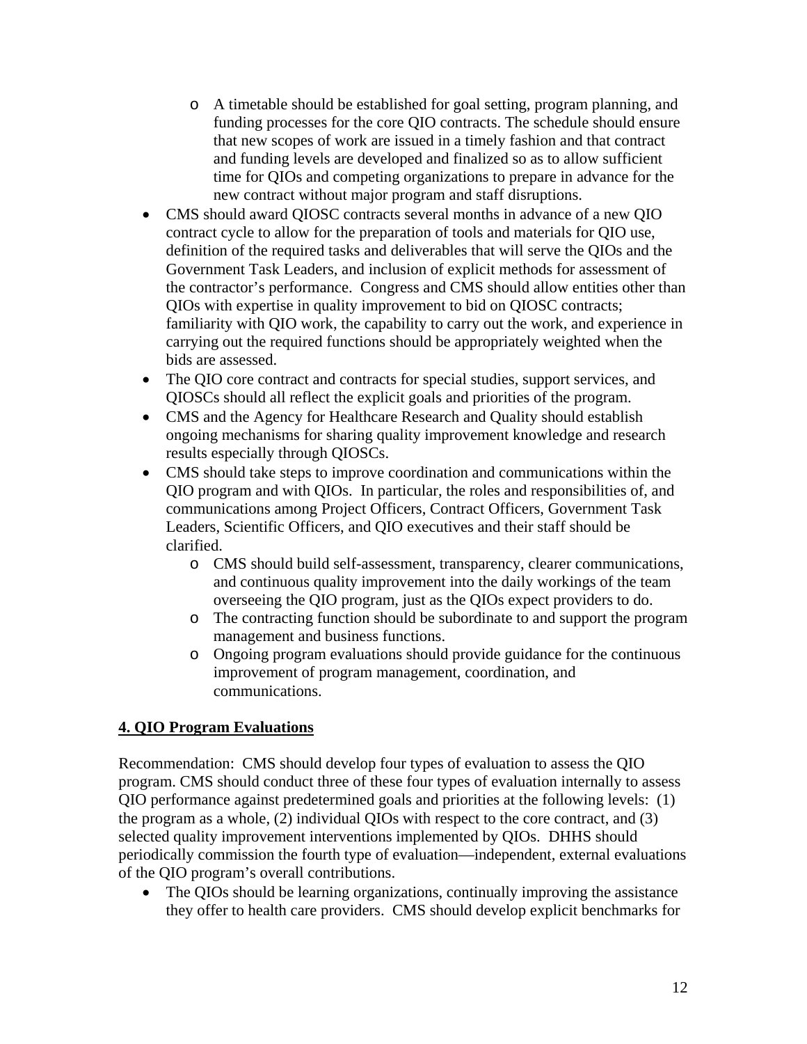- A timetable should be established for goal setting, program planning, and funding processes for the core QIO contracts. The schedule should ensure that new scopes of work are issued in a timely fashion and that contract and funding levels are developed and finalized so as to allow sufficient time for QIOs and competing organizations to prepare in advance for the new contract without major program and staff disruptions.
- CMS should award QIOSC contracts several months in advance of a new QIO contract cycle to allow for the preparation of tools and materials for QIO use, definition of the required tasks and deliverables that will serve the QIOs and the Government Task Leaders, and inclusion of explicit methods for assessment of the contractor's performance. Congress and CMS should allow entities other than QIOs with expertise in quality improvement to bid on QIOSC contracts; familiarity with QIO work, the capability to carry out the work, and experience in carrying out the required functions should be appropriately weighted when the bids are assessed.
- The QIO core contract and contracts for special studies, support services, and QIOSCs should all reflect the explicit goals and priorities of the program.
- CMS and the Agency for Healthcare Research and Quality should establish ongoing mechanisms for sharing quality improvement knowledge and research results especially through QIOSCs.
- CMS should take steps to improve coordination and communications within the QIO program and with QIOs. In particular, the roles and responsibilities of, and communications among Project Officers, Contract Officers, Government Task Leaders, Scientific Officers, and QIO executives and their staff should be clarified.
  - CMS should build self-assessment, transparency, clearer communications, and continuous quality improvement into the daily workings of the team overseeing the QIO program, just as the QIOs expect providers to do.
  - The contracting function should be subordinate to and support the program management and business functions.
  - Ongoing program evaluations should provide guidance for the continuous improvement of program management, coordination, and communications.

## 4. QIO Program Evaluations

Recommendation: CMS should develop four types of evaluation to assess the QIO program. CMS should conduct three of these four types of evaluation internally to assess QIO performance against predetermined goals and priorities at the following levels: (1) the program as a whole, (2) individual QIOs with respect to the core contract, and (3) selected quality improvement interventions implemented by QIOs. DHHS should periodically commission the fourth type of evaluation—independent, external evaluations of the QIO program's overall contributions.

- The QIOs should be learning organizations, continually improving the assistance they offer to health care providers. CMS should develop explicit benchmarks for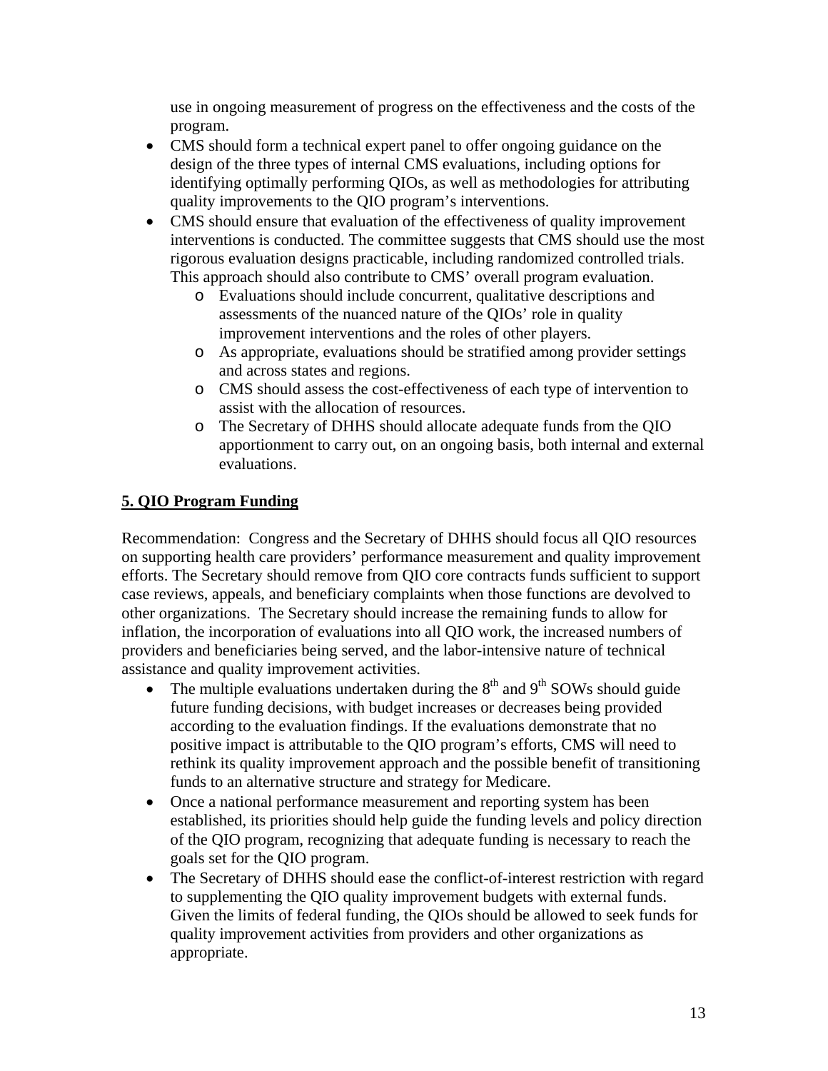use in ongoing measurement of progress on the effectiveness and the costs of the program.

- CMS should form a technical expert panel to offer ongoing guidance on the design of the three types of internal CMS evaluations, including options for identifying optimally performing QIOs, as well as methodologies for attributing quality improvements to the QIO program's interventions.
- CMS should ensure that evaluation of the effectiveness of quality improvement interventions is conducted. The committee suggests that CMS should use the most rigorous evaluation designs practicable, including randomized controlled trials. This approach should also contribute to CMS' overall program evaluation.
  - Evaluations should include concurrent, qualitative descriptions and assessments of the nuanced nature of the QIOs' role in quality improvement interventions and the roles of other players.
  - As appropriate, evaluations should be stratified among provider settings and across states and regions.
  - CMS should assess the cost-effectiveness of each type of intervention to assist with the allocation of resources.
  - The Secretary of DHHS should allocate adequate funds from the QIO apportionment to carry out, on an ongoing basis, both internal and external evaluations.

## 5. QIO Program Funding

Recommendation: Congress and the Secretary of DHHS should focus all QIO resources on supporting health care providers' performance measurement and quality improvement efforts. The Secretary should remove from QIO core contracts funds sufficient to support case reviews, appeals, and beneficiary complaints when those functions are devolved to other organizations. The Secretary should increase the remaining funds to allow for inflation, the incorporation of evaluations into all QIO work, the increased numbers of providers and beneficiaries being served, and the labor-intensive nature of technical assistance and quality improvement activities.

- The multiple evaluations undertaken during the 8th and 9th SOWs should guide future funding decisions, with budget increases or decreases being provided according to the evaluation findings. If the evaluations demonstrate that no positive impact is attributable to the QIO program's efforts, CMS will need to rethink its quality improvement approach and the possible benefit of transitioning funds to an alternative structure and strategy for Medicare.
- Once a national performance measurement and reporting system has been established, its priorities should help guide the funding levels and policy direction of the QIO program, recognizing that adequate funding is necessary to reach the goals set for the QIO program.
- The Secretary of DHHS should ease the conflict-of-interest restriction with regard to supplementing the QIO quality improvement budgets with external funds. Given the limits of federal funding, the QIOs should be allowed to seek funds for quality improvement activities from providers and other organizations as appropriate.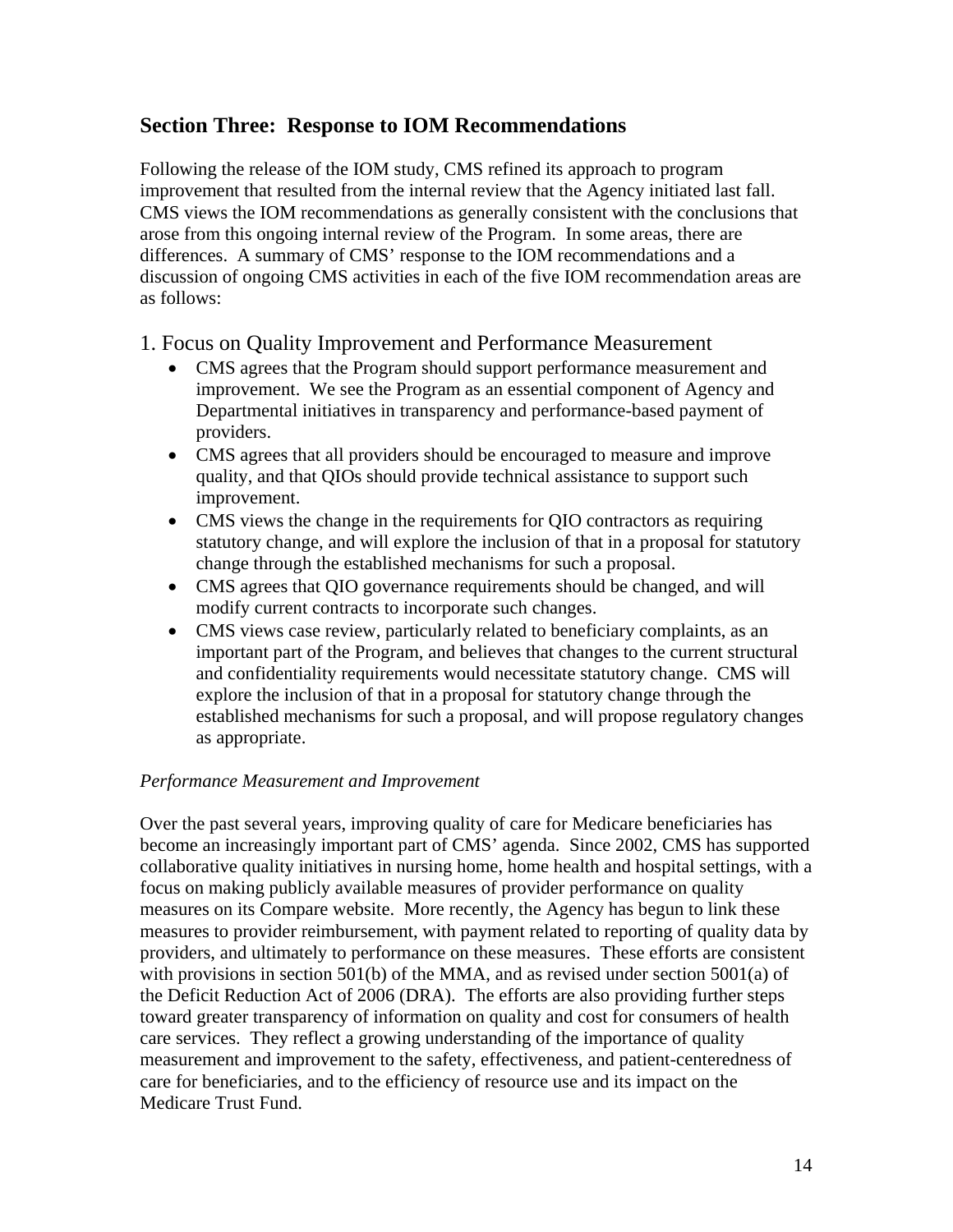## Section Three: Response to IOM Recommendations

Following the release of the IOM study, CMS refined its approach to program improvement that resulted from the internal review that the Agency initiated last fall. CMS views the IOM recommendations as generally consistent with the conclusions that arose from this ongoing internal review of the Program. In some areas, there are differences. A summary of CMS' response to the IOM recommendations and a discussion of ongoing CMS activities in each of the five IOM recommendation areas are as follows:

### 1. Focus on Quality Improvement and Performance Measurement

- CMS agrees that the Program should support performance measurement and improvement. We see the Program as an essential component of Agency and Departmental initiatives in transparency and performance-based payment of providers.
- CMS agrees that all providers should be encouraged to measure and improve quality, and that QIOs should provide technical assistance to support such improvement.
- CMS views the change in the requirements for QIO contractors as requiring statutory change, and will explore the inclusion of that in a proposal for statutory change through the established mechanisms for such a proposal.
- CMS agrees that QIO governance requirements should be changed, and will modify current contracts to incorporate such changes.
- CMS views case review, particularly related to beneficiary complaints, as an important part of the Program, and believes that changes to the current structural and confidentiality requirements would necessitate statutory change. CMS will explore the inclusion of that in a proposal for statutory change through the established mechanisms for such a proposal, and will propose regulatory changes as appropriate.

*Performance Measurement and Improvement*

Over the past several years, improving quality of care for Medicare beneficiaries has become an increasingly important part of CMS' agenda. Since 2002, CMS has supported collaborative quality initiatives in nursing home, home health and hospital settings, with a focus on making publicly available measures of provider performance on quality measures on its Compare website. More recently, the Agency has begun to link these measures to provider reimbursement, with payment related to reporting of quality data by providers, and ultimately to performance on these measures. These efforts are consistent with provisions in section 501(b) of the MMA, and as revised under section 5001(a) of the Deficit Reduction Act of 2006 (DRA). The efforts are also providing further steps toward greater transparency of information on quality and cost for consumers of health care services. They reflect a growing understanding of the importance of quality measurement and improvement to the safety, effectiveness, and patient-centeredness of care for beneficiaries, and to the efficiency of resource use and its impact on the Medicare Trust Fund.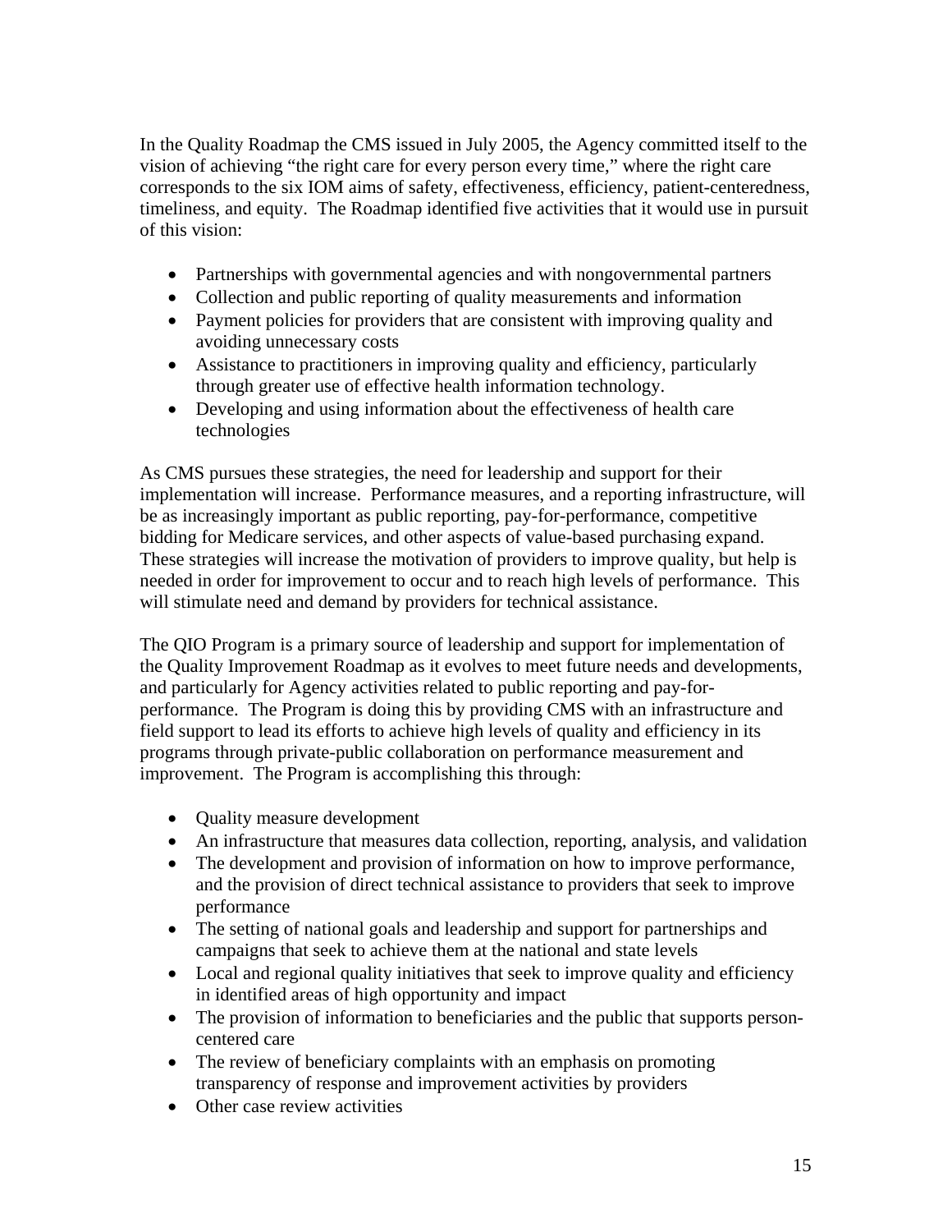In the Quality Roadmap the CMS issued in July 2005, the Agency committed itself to the vision of achieving "the right care for every person every time," where the right care corresponds to the six IOM aims of safety, effectiveness, efficiency, patient-centeredness, timeliness, and equity. The Roadmap identified five activities that it would use in pursuit of this vision:

- Partnerships with governmental agencies and with nongovernmental partners
- Collection and public reporting of quality measurements and information
- Payment policies for providers that are consistent with improving quality and avoiding unnecessary costs
- Assistance to practitioners in improving quality and efficiency, particularly through greater use of effective health information technology.
- Developing and using information about the effectiveness of health care technologies

As CMS pursues these strategies, the need for leadership and support for their implementation will increase. Performance measures, and a reporting infrastructure, will be as increasingly important as public reporting, pay-for-performance, competitive bidding for Medicare services, and other aspects of value-based purchasing expand. These strategies will increase the motivation of providers to improve quality, but help is needed in order for improvement to occur and to reach high levels of performance. This will stimulate need and demand by providers for technical assistance.

The QIO Program is a primary source of leadership and support for implementation of the Quality Improvement Roadmap as it evolves to meet future needs and developments, and particularly for Agency activities related to public reporting and pay-for-performance. The Program is doing this by providing CMS with an infrastructure and field support to lead its efforts to achieve high levels of quality and efficiency in its programs through private-public collaboration on performance measurement and improvement. The Program is accomplishing this through:

- Quality measure development
- An infrastructure that measures data collection, reporting, analysis, and validation
- The development and provision of information on how to improve performance, and the provision of direct technical assistance to providers that seek to improve performance
- The setting of national goals and leadership and support for partnerships and campaigns that seek to achieve them at the national and state levels
- Local and regional quality initiatives that seek to improve quality and efficiency in identified areas of high opportunity and impact
- The provision of information to beneficiaries and the public that supports person-centered care
- The review of beneficiary complaints with an emphasis on promoting transparency of response and improvement activities by providers
- Other case review activities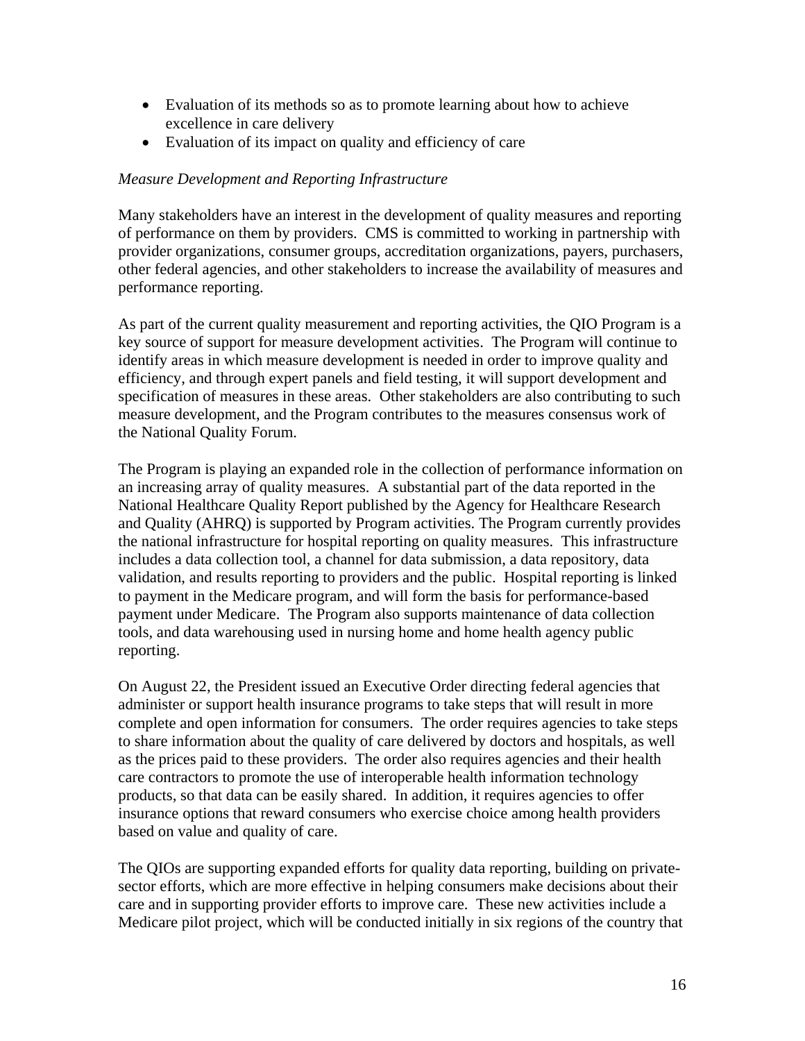- Evaluation of its methods so as to promote learning about how to achieve excellence in care delivery
- Evaluation of its impact on quality and efficiency of care

*Measure Development and Reporting Infrastructure*

Many stakeholders have an interest in the development of quality measures and reporting of performance on them by providers. CMS is committed to working in partnership with provider organizations, consumer groups, accreditation organizations, payers, purchasers, other federal agencies, and other stakeholders to increase the availability of measures and performance reporting.

As part of the current quality measurement and reporting activities, the QIO Program is a key source of support for measure development activities. The Program will continue to identify areas in which measure development is needed in order to improve quality and efficiency, and through expert panels and field testing, it will support development and specification of measures in these areas. Other stakeholders are also contributing to such measure development, and the Program contributes to the measures consensus work of the National Quality Forum.

The Program is playing an expanded role in the collection of performance information on an increasing array of quality measures. A substantial part of the data reported in the National Healthcare Quality Report published by the Agency for Healthcare Research and Quality (AHRQ) is supported by Program activities. The Program currently provides the national infrastructure for hospital reporting on quality measures. This infrastructure includes a data collection tool, a channel for data submission, a data repository, data validation, and results reporting to providers and the public. Hospital reporting is linked to payment in the Medicare program, and will form the basis for performance-based payment under Medicare. The Program also supports maintenance of data collection tools, and data warehousing used in nursing home and home health agency public reporting.

On August 22, the President issued an Executive Order directing federal agencies that administer or support health insurance programs to take steps that will result in more complete and open information for consumers. The order requires agencies to take steps to share information about the quality of care delivered by doctors and hospitals, as well as the prices paid to these providers. The order also requires agencies and their health care contractors to promote the use of interoperable health information technology products, so that data can be easily shared. In addition, it requires agencies to offer insurance options that reward consumers who exercise choice among health providers based on value and quality of care.

The QIOs are supporting expanded efforts for quality data reporting, building on private-sector efforts, which are more effective in helping consumers make decisions about their care and in supporting provider efforts to improve care. These new activities include a Medicare pilot project, which will be conducted initially in six regions of the country that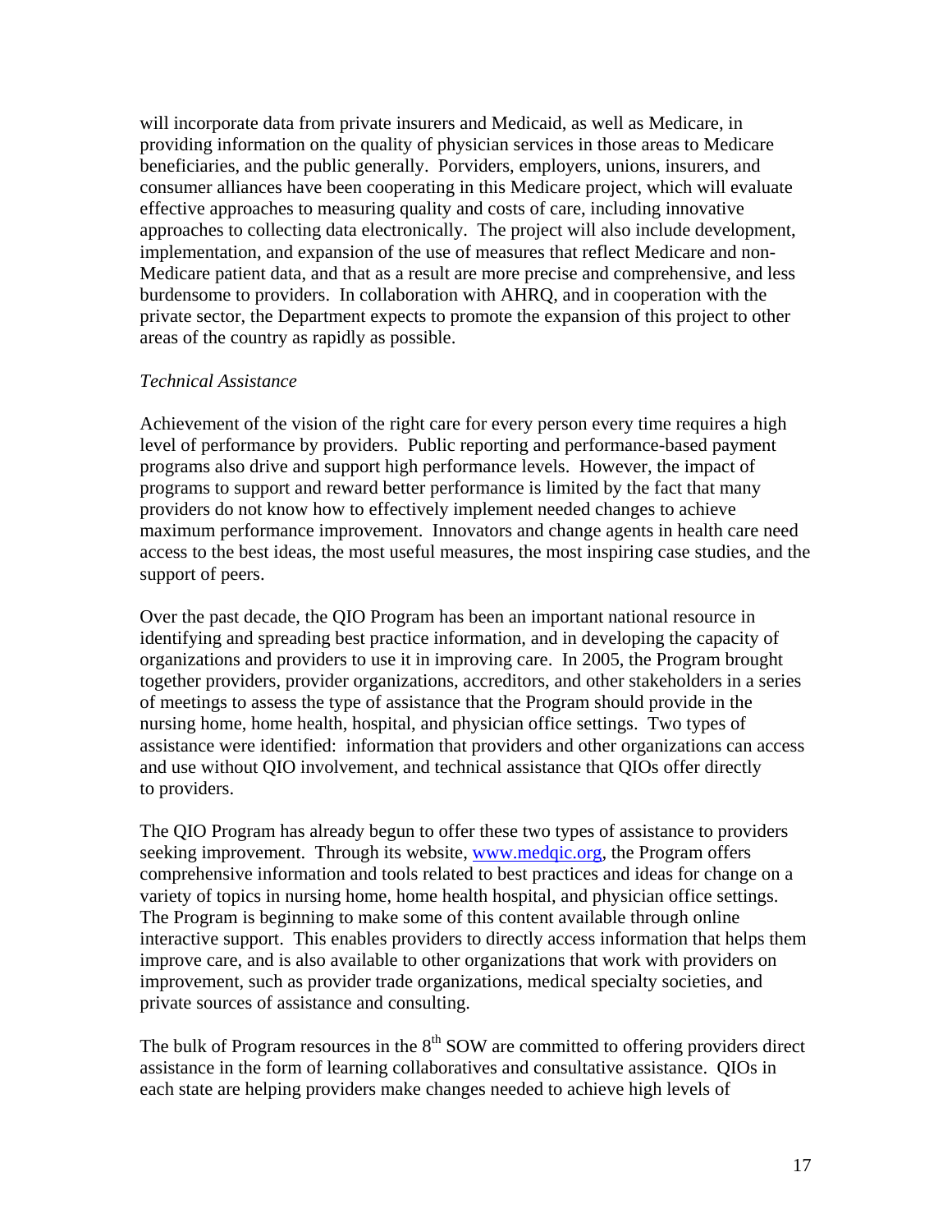will incorporate data from private insurers and Medicaid, as well as Medicare, in providing information on the quality of physician services in those areas to Medicare beneficiaries, and the public generally. Porviders, employers, unions, insurers, and consumer alliances have been cooperating in this Medicare project, which will evaluate effective approaches to measuring quality and costs of care, including innovative approaches to collecting data electronically. The project will also include development, implementation, and expansion of the use of measures that reflect Medicare and non-Medicare patient data, and that as a result are more precise and comprehensive, and less burdensome to providers. In collaboration with AHRQ, and in cooperation with the private sector, the Department expects to promote the expansion of this project to other areas of the country as rapidly as possible.

*Technical Assistance*

Achievement of the vision of the right care for every person every time requires a high level of performance by providers. Public reporting and performance-based payment programs also drive and support high performance levels. However, the impact of programs to support and reward better performance is limited by the fact that many providers do not know how to effectively implement needed changes to achieve maximum performance improvement. Innovators and change agents in health care need access to the best ideas, the most useful measures, the most inspiring case studies, and the support of peers.

Over the past decade, the QIO Program has been an important national resource in identifying and spreading best practice information, and in developing the capacity of organizations and providers to use it in improving care. In 2005, the Program brought together providers, provider organizations, accreditors, and other stakeholders in a series of meetings to assess the type of assistance that the Program should provide in the nursing home, home health, hospital, and physician office settings. Two types of assistance were identified: information that providers and other organizations can access and use without QIO involvement, and technical assistance that QIOs offer directly to providers.

The QIO Program has already begun to offer these two types of assistance to providers seeking improvement. Through its website, [www.medqic.org](http://www.medqic.org), the Program offers comprehensive information and tools related to best practices and ideas for change on a variety of topics in nursing home, home health hospital, and physician office settings. The Program is beginning to make some of this content available through online interactive support. This enables providers to directly access information that helps them improve care, and is also available to other organizations that work with providers on improvement, such as provider trade organizations, medical specialty societies, and private sources of assistance and consulting.

The bulk of Program resources in the 8th SOW are committed to offering providers direct assistance in the form of learning collaboratives and consultative assistance. QIOs in each state are helping providers make changes needed to achieve high levels of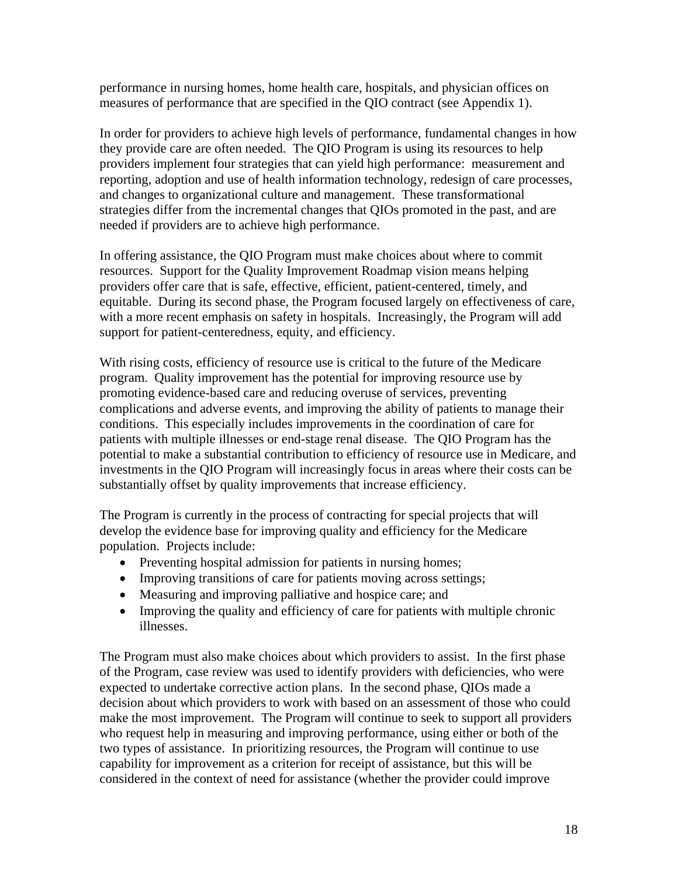performance in nursing homes, home health care, hospitals, and physician offices on measures of performance that are specified in the QIO contract (see Appendix 1).

In order for providers to achieve high levels of performance, fundamental changes in how they provide care are often needed. The QIO Program is using its resources to help providers implement four strategies that can yield high performance: measurement and reporting, adoption and use of health information technology, redesign of care processes, and changes to organizational culture and management. These transformational strategies differ from the incremental changes that QIOs promoted in the past, and are needed if providers are to achieve high performance.

In offering assistance, the QIO Program must make choices about where to commit resources. Support for the Quality Improvement Roadmap vision means helping providers offer care that is safe, effective, efficient, patient-centered, timely, and equitable. During its second phase, the Program focused largely on effectiveness of care, with a more recent emphasis on safety in hospitals. Increasingly, the Program will add support for patient-centeredness, equity, and efficiency.

With rising costs, efficiency of resource use is critical to the future of the Medicare program. Quality improvement has the potential for improving resource use by promoting evidence-based care and reducing overuse of services, preventing complications and adverse events, and improving the ability of patients to manage their conditions. This especially includes improvements in the coordination of care for patients with multiple illnesses or end-stage renal disease. The QIO Program has the potential to make a substantial contribution to efficiency of resource use in Medicare, and investments in the QIO Program will increasingly focus in areas where their costs can be substantially offset by quality improvements that increase efficiency.

The Program is currently in the process of contracting for special projects that will develop the evidence base for improving quality and efficiency for the Medicare population. Projects include:

- Preventing hospital admission for patients in nursing homes;
- Improving transitions of care for patients moving across settings;
- Measuring and improving palliative and hospice care; and
- Improving the quality and efficiency of care for patients with multiple chronic illnesses.

The Program must also make choices about which providers to assist. In the first phase of the Program, case review was used to identify providers with deficiencies, who were expected to undertake corrective action plans. In the second phase, QIOs made a decision about which providers to work with based on an assessment of those who could make the most improvement. The Program will continue to seek to support all providers who request help in measuring and improving performance, using either or both of the two types of assistance. In prioritizing resources, the Program will continue to use capability for improvement as a criterion for receipt of assistance, but this will be considered in the context of need for assistance (whether the provider could improve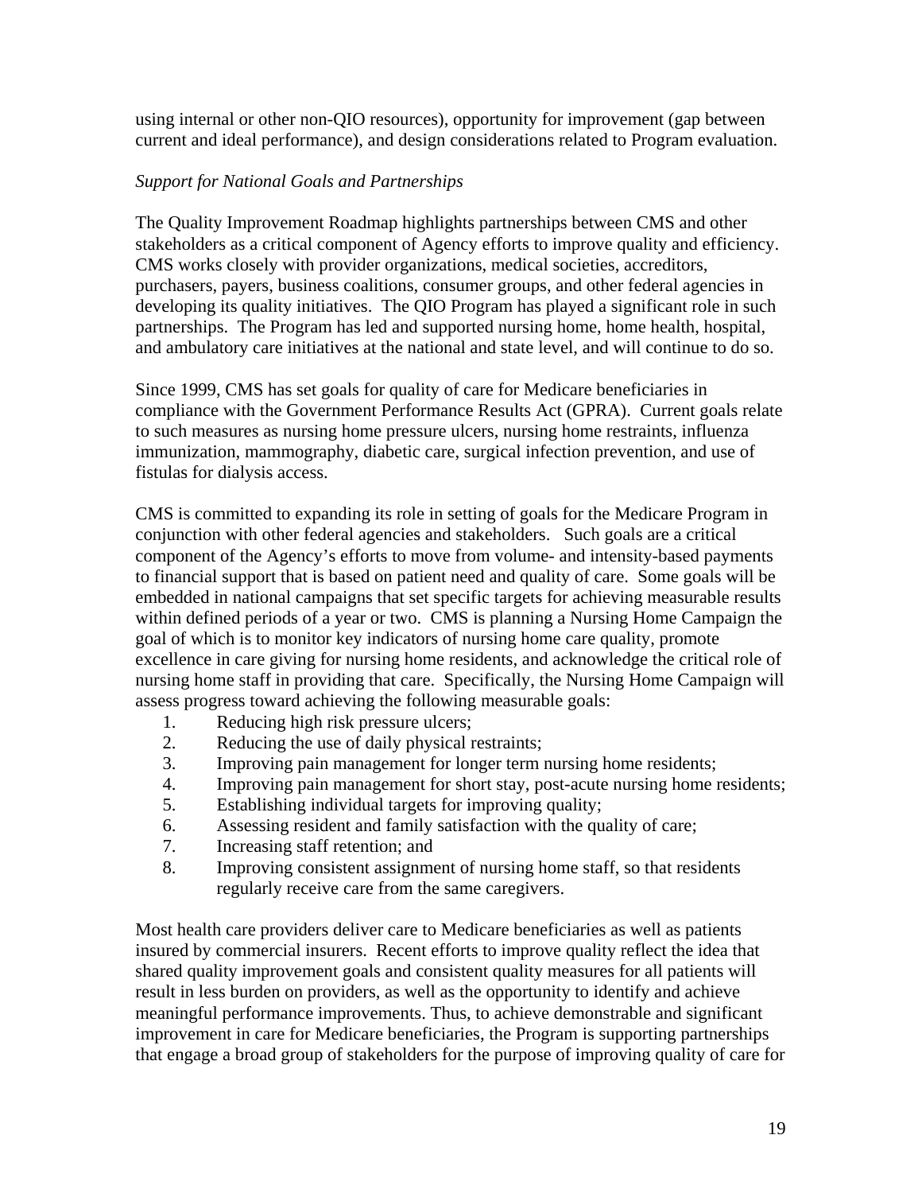using internal or other non-QIO resources), opportunity for improvement (gap between current and ideal performance), and design considerations related to Program evaluation.

*Support for National Goals and Partnerships*

The Quality Improvement Roadmap highlights partnerships between CMS and other stakeholders as a critical component of Agency efforts to improve quality and efficiency. CMS works closely with provider organizations, medical societies, accreditors, purchasers, payers, business coalitions, consumer groups, and other federal agencies in developing its quality initiatives. The QIO Program has played a significant role in such partnerships. The Program has led and supported nursing home, home health, hospital, and ambulatory care initiatives at the national and state level, and will continue to do so.

Since 1999, CMS has set goals for quality of care for Medicare beneficiaries in compliance with the Government Performance Results Act (GPRA). Current goals relate to such measures as nursing home pressure ulcers, nursing home restraints, influenza immunization, mammography, diabetic care, surgical infection prevention, and use of fistulas for dialysis access.

CMS is committed to expanding its role in setting of goals for the Medicare Program in conjunction with other federal agencies and stakeholders. Such goals are a critical component of the Agency's efforts to move from volume- and intensity-based payments to financial support that is based on patient need and quality of care. Some goals will be embedded in national campaigns that set specific targets for achieving measurable results within defined periods of a year or two. CMS is planning a Nursing Home Campaign the goal of which is to monitor key indicators of nursing home care quality, promote excellence in care giving for nursing home residents, and acknowledge the critical role of nursing home staff in providing that care. Specifically, the Nursing Home Campaign will assess progress toward achieving the following measurable goals:

1. Reducing high risk pressure ulcers;
2. Reducing the use of daily physical restraints;
3. Improving pain management for longer term nursing home residents;
4. Improving pain management for short stay, post-acute nursing home residents;
5. Establishing individual targets for improving quality;
6. Assessing resident and family satisfaction with the quality of care;
7. Increasing staff retention; and
8. Improving consistent assignment of nursing home staff, so that residents regularly receive care from the same caregivers.

Most health care providers deliver care to Medicare beneficiaries as well as patients insured by commercial insurers. Recent efforts to improve quality reflect the idea that shared quality improvement goals and consistent quality measures for all patients will result in less burden on providers, as well as the opportunity to identify and achieve meaningful performance improvements. Thus, to achieve demonstrable and significant improvement in care for Medicare beneficiaries, the Program is supporting partnerships that engage a broad group of stakeholders for the purpose of improving quality of care for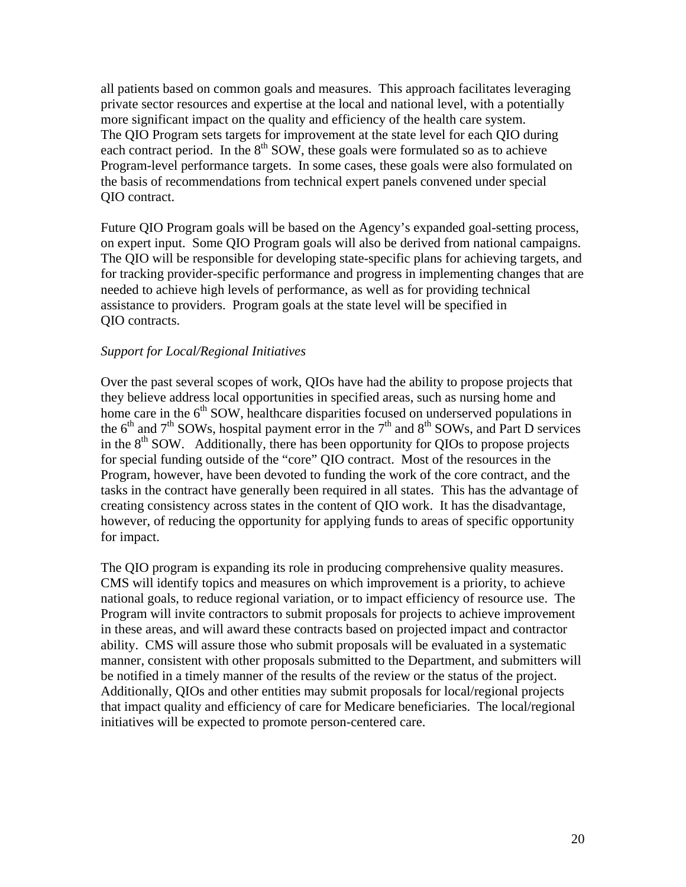all patients based on common goals and measures. This approach facilitates leveraging private sector resources and expertise at the local and national level, with a potentially more significant impact on the quality and efficiency of the health care system. The QIO Program sets targets for improvement at the state level for each QIO during each contract period. In the 8th SOW, these goals were formulated so as to achieve Program-level performance targets. In some cases, these goals were also formulated on the basis of recommendations from technical expert panels convened under special QIO contract.

Future QIO Program goals will be based on the Agency's expanded goal-setting process, on expert input. Some QIO Program goals will also be derived from national campaigns. The QIO will be responsible for developing state-specific plans for achieving targets, and for tracking provider-specific performance and progress in implementing changes that are needed to achieve high levels of performance, as well as for providing technical assistance to providers. Program goals at the state level will be specified in QIO contracts.

*Support for Local/Regional Initiatives*

Over the past several scopes of work, QIOs have had the ability to propose projects that they believe address local opportunities in specified areas, such as nursing home and home care in the 6th SOW, healthcare disparities focused on underserved populations in the 6th and 7th SOWs, hospital payment error in the 7th and 8th SOWs, and Part D services in the 8th SOW. Additionally, there has been opportunity for QIOs to propose projects for special funding outside of the "core" QIO contract. Most of the resources in the Program, however, have been devoted to funding the work of the core contract, and the tasks in the contract have generally been required in all states. This has the advantage of creating consistency across states in the content of QIO work. It has the disadvantage, however, of reducing the opportunity for applying funds to areas of specific opportunity for impact.

The QIO program is expanding its role in producing comprehensive quality measures. CMS will identify topics and measures on which improvement is a priority, to achieve national goals, to reduce regional variation, or to impact efficiency of resource use. The Program will invite contractors to submit proposals for projects to achieve improvement in these areas, and will award these contracts based on projected impact and contractor ability. CMS will assure those who submit proposals will be evaluated in a systematic manner, consistent with other proposals submitted to the Department, and submitters will be notified in a timely manner of the results of the review or the status of the project. Additionally, QIOs and other entities may submit proposals for local/regional projects that impact quality and efficiency of care for Medicare beneficiaries. The local/regional initiatives will be expected to promote person-centered care.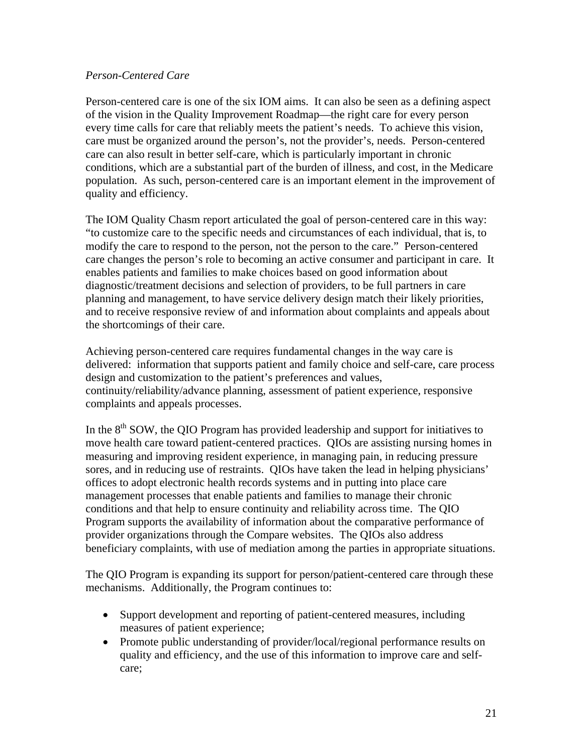*Person-Centered Care*

Person-centered care is one of the six IOM aims. It can also be seen as a defining aspect of the vision in the Quality Improvement Roadmap—the right care for every person every time calls for care that reliably meets the patient's needs. To achieve this vision, care must be organized around the person's, not the provider's, needs. Person-centered care can also result in better self-care, which is particularly important in chronic conditions, which are a substantial part of the burden of illness, and cost, in the Medicare population. As such, person-centered care is an important element in the improvement of quality and efficiency.

The IOM Quality Chasm report articulated the goal of person-centered care in this way: "to customize care to the specific needs and circumstances of each individual, that is, to modify the care to respond to the person, not the person to the care." Person-centered care changes the person's role to becoming an active consumer and participant in care. It enables patients and families to make choices based on good information about diagnostic/treatment decisions and selection of providers, to be full partners in care planning and management, to have service delivery design match their likely priorities, and to receive responsive review of and information about complaints and appeals about the shortcomings of their care.

Achieving person-centered care requires fundamental changes in the way care is delivered: information that supports patient and family choice and self-care, care process design and customization to the patient's preferences and values, continuity/reliability/advance planning, assessment of patient experience, responsive complaints and appeals processes.

In the 8th SOW, the QIO Program has provided leadership and support for initiatives to move health care toward patient-centered practices. QIOs are assisting nursing homes in measuring and improving resident experience, in managing pain, in reducing pressure sores, and in reducing use of restraints. QIOs have taken the lead in helping physicians' offices to adopt electronic health records systems and in putting into place care management processes that enable patients and families to manage their chronic conditions and that help to ensure continuity and reliability across time. The QIO Program supports the availability of information about the comparative performance of provider organizations through the Compare websites. The QIOs also address beneficiary complaints, with use of mediation among the parties in appropriate situations.

The QIO Program is expanding its support for person/patient-centered care through these mechanisms. Additionally, the Program continues to:

- Support development and reporting of patient-centered measures, including measures of patient experience;
- Promote public understanding of provider/local/regional performance results on quality and efficiency, and the use of this information to improve care and self-care;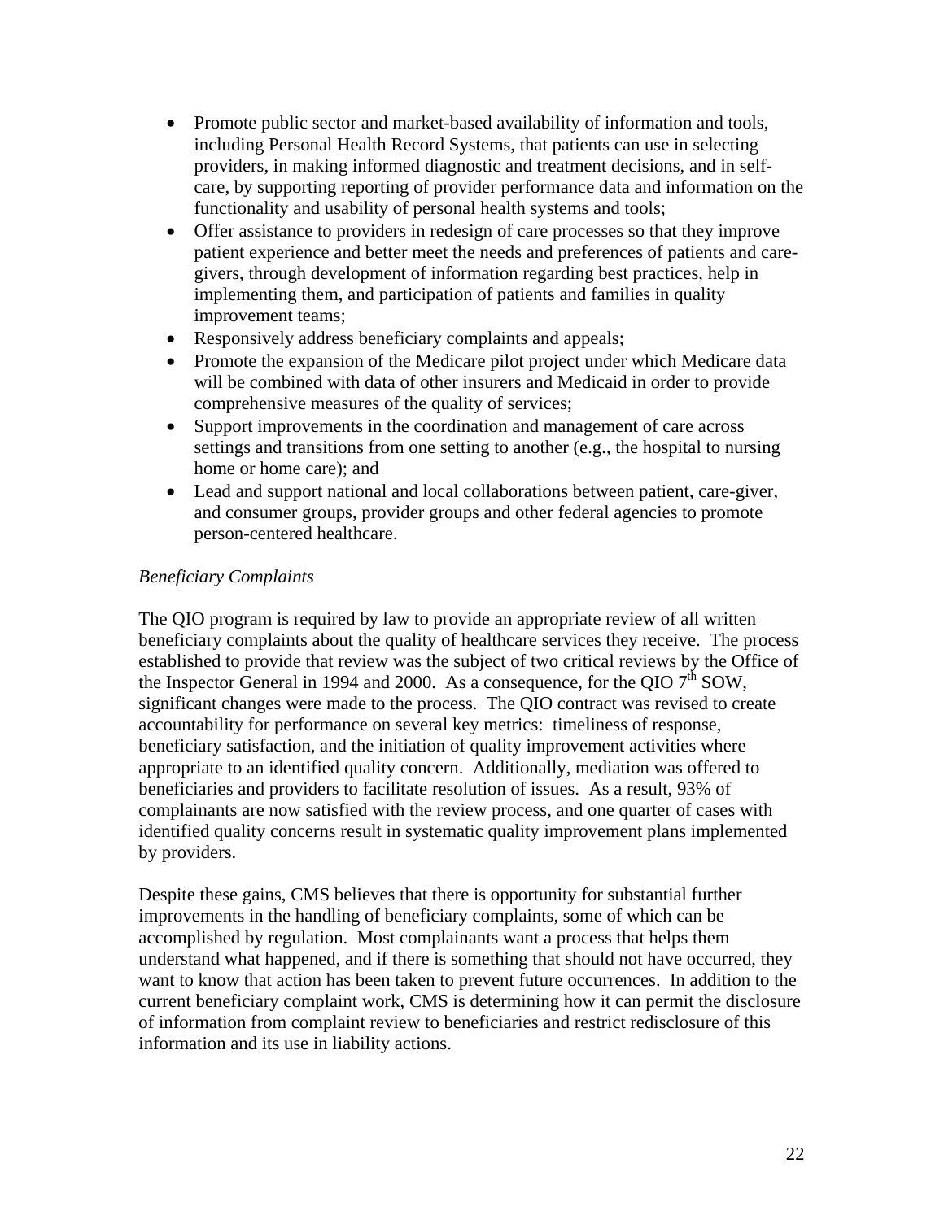- Promote public sector and market-based availability of information and tools, including Personal Health Record Systems, that patients can use in selecting providers, in making informed diagnostic and treatment decisions, and in self-care, by supporting reporting of provider performance data and information on the functionality and usability of personal health systems and tools;
- Offer assistance to providers in redesign of care processes so that they improve patient experience and better meet the needs and preferences of patients and care-givers, through development of information regarding best practices, help in implementing them, and participation of patients and families in quality improvement teams;
- Responsively address beneficiary complaints and appeals;
- Promote the expansion of the Medicare pilot project under which Medicare data will be combined with data of other insurers and Medicaid in order to provide comprehensive measures of the quality of services;
- Support improvements in the coordination and management of care across settings and transitions from one setting to another (e.g., the hospital to nursing home or home care); and
- Lead and support national and local collaborations between patient, care-giver, and consumer groups, provider groups and other federal agencies to promote person-centered healthcare.

*Beneficiary Complaints*

The QIO program is required by law to provide an appropriate review of all written beneficiary complaints about the quality of healthcare services they receive. The process established to provide that review was the subject of two critical reviews by the Office of the Inspector General in 1994 and 2000. As a consequence, for the QIO 7th SOW, significant changes were made to the process. The QIO contract was revised to create accountability for performance on several key metrics: timeliness of response, beneficiary satisfaction, and the initiation of quality improvement activities where appropriate to an identified quality concern. Additionally, mediation was offered to beneficiaries and providers to facilitate resolution of issues. As a result, 93% of complainants are now satisfied with the review process, and one quarter of cases with identified quality concerns result in systematic quality improvement plans implemented by providers.

Despite these gains, CMS believes that there is opportunity for substantial further improvements in the handling of beneficiary complaints, some of which can be accomplished by regulation. Most complainants want a process that helps them understand what happened, and if there is something that should not have occurred, they want to know that action has been taken to prevent future occurrences. In addition to the current beneficiary complaint work, CMS is determining how it can permit the disclosure of information from complaint review to beneficiaries and restrict redisclosure of this information and its use in liability actions.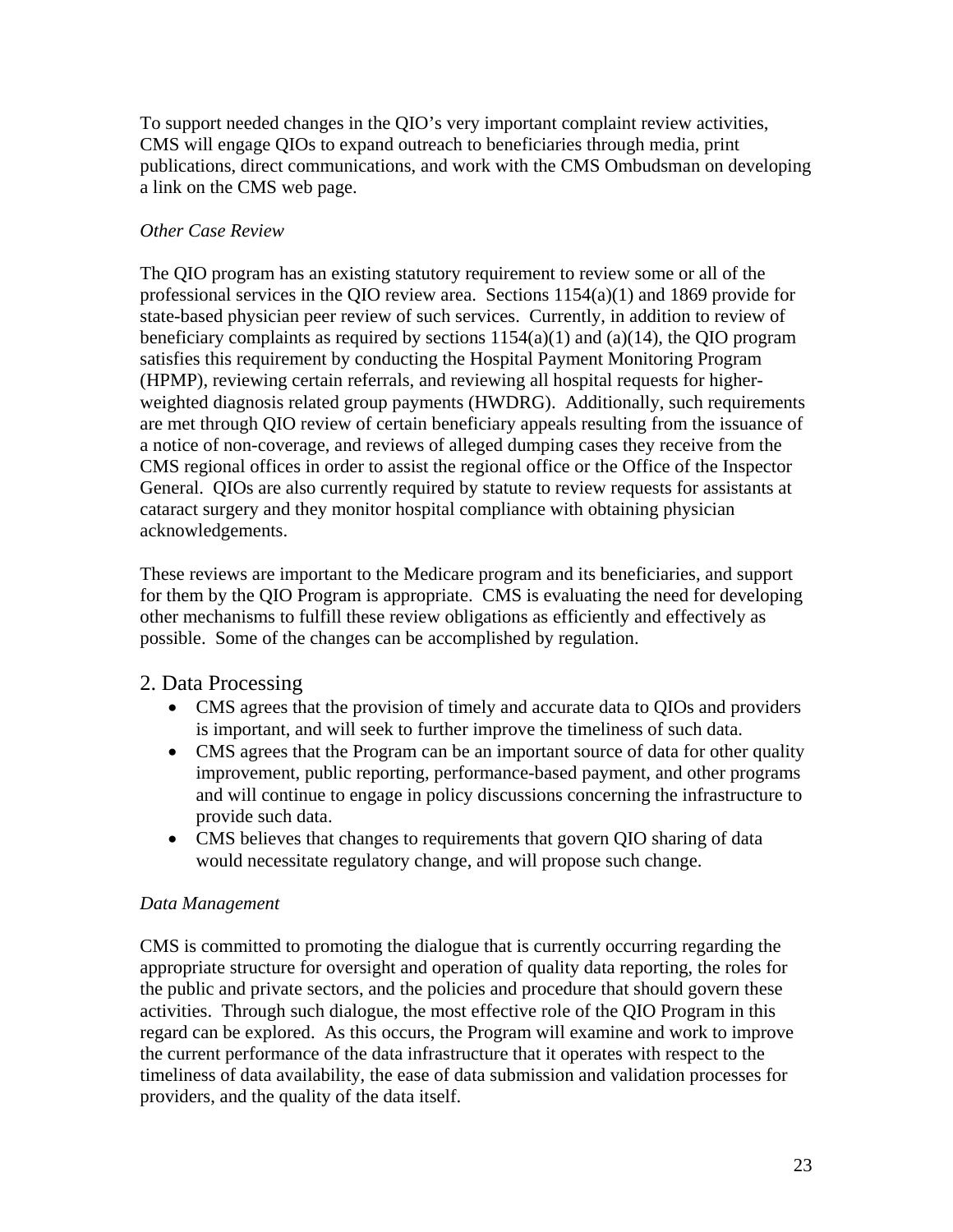To support needed changes in the QIO's very important complaint review activities, CMS will engage QIOs to expand outreach to beneficiaries through media, print publications, direct communications, and work with the CMS Ombudsman on developing a link on the CMS web page.

*Other Case Review*

The QIO program has an existing statutory requirement to review some or all of the professional services in the QIO review area. Sections 1154(a)(1) and 1869 provide for state-based physician peer review of such services. Currently, in addition to review of beneficiary complaints as required by sections 1154(a)(1) and (a)(14), the QIO program satisfies this requirement by conducting the Hospital Payment Monitoring Program (HPMP), reviewing certain referrals, and reviewing all hospital requests for higher-weighted diagnosis related group payments (HWDRG). Additionally, such requirements are met through QIO review of certain beneficiary appeals resulting from the issuance of a notice of non-coverage, and reviews of alleged dumping cases they receive from the CMS regional offices in order to assist the regional office or the Office of the Inspector General. QIOs are also currently required by statute to review requests for assistants at cataract surgery and they monitor hospital compliance with obtaining physician acknowledgements.

These reviews are important to the Medicare program and its beneficiaries, and support for them by the QIO Program is appropriate. CMS is evaluating the need for developing other mechanisms to fulfill these review obligations as efficiently and effectively as possible. Some of the changes can be accomplished by regulation.

## 2. Data Processing

- CMS agrees that the provision of timely and accurate data to QIOs and providers is important, and will seek to further improve the timeliness of such data.
- CMS agrees that the Program can be an important source of data for other quality improvement, public reporting, performance-based payment, and other programs and will continue to engage in policy discussions concerning the infrastructure to provide such data.
- CMS believes that changes to requirements that govern QIO sharing of data would necessitate regulatory change, and will propose such change.

*Data Management*

CMS is committed to promoting the dialogue that is currently occurring regarding the appropriate structure for oversight and operation of quality data reporting, the roles for the public and private sectors, and the policies and procedure that should govern these activities. Through such dialogue, the most effective role of the QIO Program in this regard can be explored. As this occurs, the Program will examine and work to improve the current performance of the data infrastructure that it operates with respect to the timeliness of data availability, the ease of data submission and validation processes for providers, and the quality of the data itself.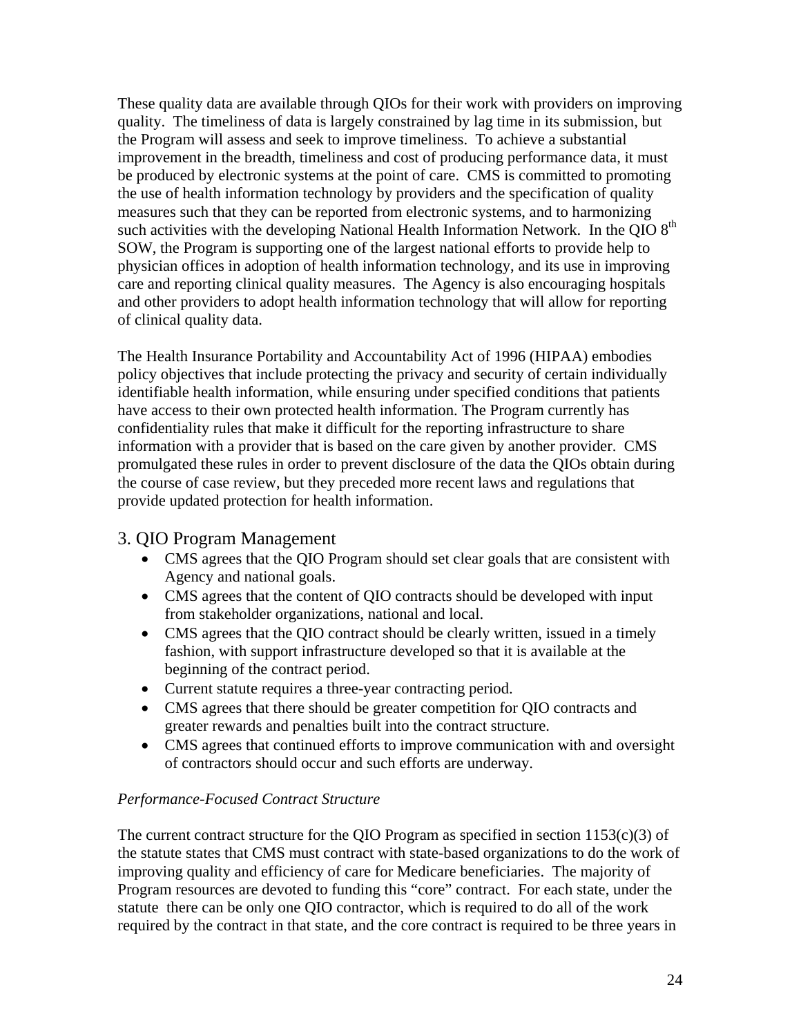These quality data are available through QIOs for their work with providers on improving quality. The timeliness of data is largely constrained by lag time in its submission, but the Program will assess and seek to improve timeliness. To achieve a substantial improvement in the breadth, timeliness and cost of producing performance data, it must be produced by electronic systems at the point of care. CMS is committed to promoting the use of health information technology by providers and the specification of quality measures such that they can be reported from electronic systems, and to harmonizing such activities with the developing National Health Information Network. In the QIO 8th SOW, the Program is supporting one of the largest national efforts to provide help to physician offices in adoption of health information technology, and its use in improving care and reporting clinical quality measures. The Agency is also encouraging hospitals and other providers to adopt health information technology that will allow for reporting of clinical quality data.

The Health Insurance Portability and Accountability Act of 1996 (HIPAA) embodies policy objectives that include protecting the privacy and security of certain individually identifiable health information, while ensuring under specified conditions that patients have access to their own protected health information. The Program currently has confidentiality rules that make it difficult for the reporting infrastructure to share information with a provider that is based on the care given by another provider. CMS promulgated these rules in order to prevent disclosure of the data the QIOs obtain during the course of case review, but they preceded more recent laws and regulations that provide updated protection for health information.

## 3. QIO Program Management

- CMS agrees that the QIO Program should set clear goals that are consistent with Agency and national goals.
- CMS agrees that the content of QIO contracts should be developed with input from stakeholder organizations, national and local.
- CMS agrees that the QIO contract should be clearly written, issued in a timely fashion, with support infrastructure developed so that it is available at the beginning of the contract period.
- Current statute requires a three-year contracting period.
- CMS agrees that there should be greater competition for QIO contracts and greater rewards and penalties built into the contract structure.
- CMS agrees that continued efforts to improve communication with and oversight of contractors should occur and such efforts are underway.

*Performance-Focused Contract Structure*

The current contract structure for the QIO Program as specified in section 1153(c)(3) of the statute states that CMS must contract with state-based organizations to do the work of improving quality and efficiency of care for Medicare beneficiaries. The majority of Program resources are devoted to funding this "core" contract. For each state, under the statute there can be only one QIO contractor, which is required to do all of the work required by the contract in that state, and the core contract is required to be three years in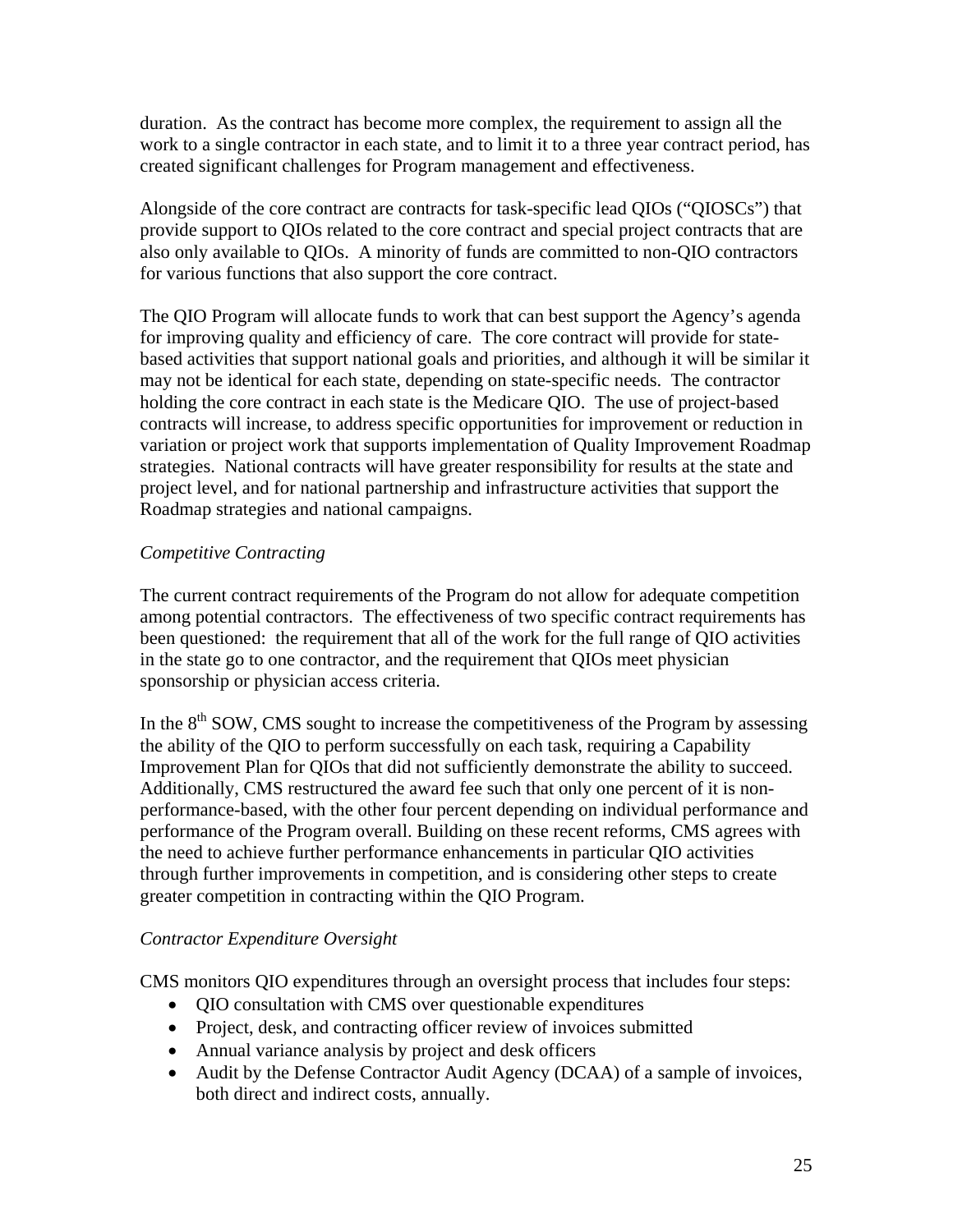duration. As the contract has become more complex, the requirement to assign all the work to a single contractor in each state, and to limit it to a three year contract period, has created significant challenges for Program management and effectiveness.

Alongside of the core contract are contracts for task-specific lead QIOs ("QIOSCs") that provide support to QIOs related to the core contract and special project contracts that are also only available to QIOs. A minority of funds are committed to non-QIO contractors for various functions that also support the core contract.

The QIO Program will allocate funds to work that can best support the Agency's agenda for improving quality and efficiency of care. The core contract will provide for state-based activities that support national goals and priorities, and although it will be similar it may not be identical for each state, depending on state-specific needs. The contractor holding the core contract in each state is the Medicare QIO. The use of project-based contracts will increase, to address specific opportunities for improvement or reduction in variation or project work that supports implementation of Quality Improvement Roadmap strategies. National contracts will have greater responsibility for results at the state and project level, and for national partnership and infrastructure activities that support the Roadmap strategies and national campaigns.

*Competitive Contracting*

The current contract requirements of the Program do not allow for adequate competition among potential contractors. The effectiveness of two specific contract requirements has been questioned: the requirement that all of the work for the full range of QIO activities in the state go to one contractor, and the requirement that QIOs meet physician sponsorship or physician access criteria.

In the 8th SOW, CMS sought to increase the competitiveness of the Program by assessing the ability of the QIO to perform successfully on each task, requiring a Capability Improvement Plan for QIOs that did not sufficiently demonstrate the ability to succeed. Additionally, CMS restructured the award fee such that only one percent of it is non-performance-based, with the other four percent depending on individual performance and performance of the Program overall. Building on these recent reforms, CMS agrees with the need to achieve further performance enhancements in particular QIO activities through further improvements in competition, and is considering other steps to create greater competition in contracting within the QIO Program.

*Contractor Expenditure Oversight*

CMS monitors QIO expenditures through an oversight process that includes four steps:

- QIO consultation with CMS over questionable expenditures
- Project, desk, and contracting officer review of invoices submitted
- Annual variance analysis by project and desk officers
- Audit by the Defense Contractor Audit Agency (DCAA) of a sample of invoices, both direct and indirect costs, annually.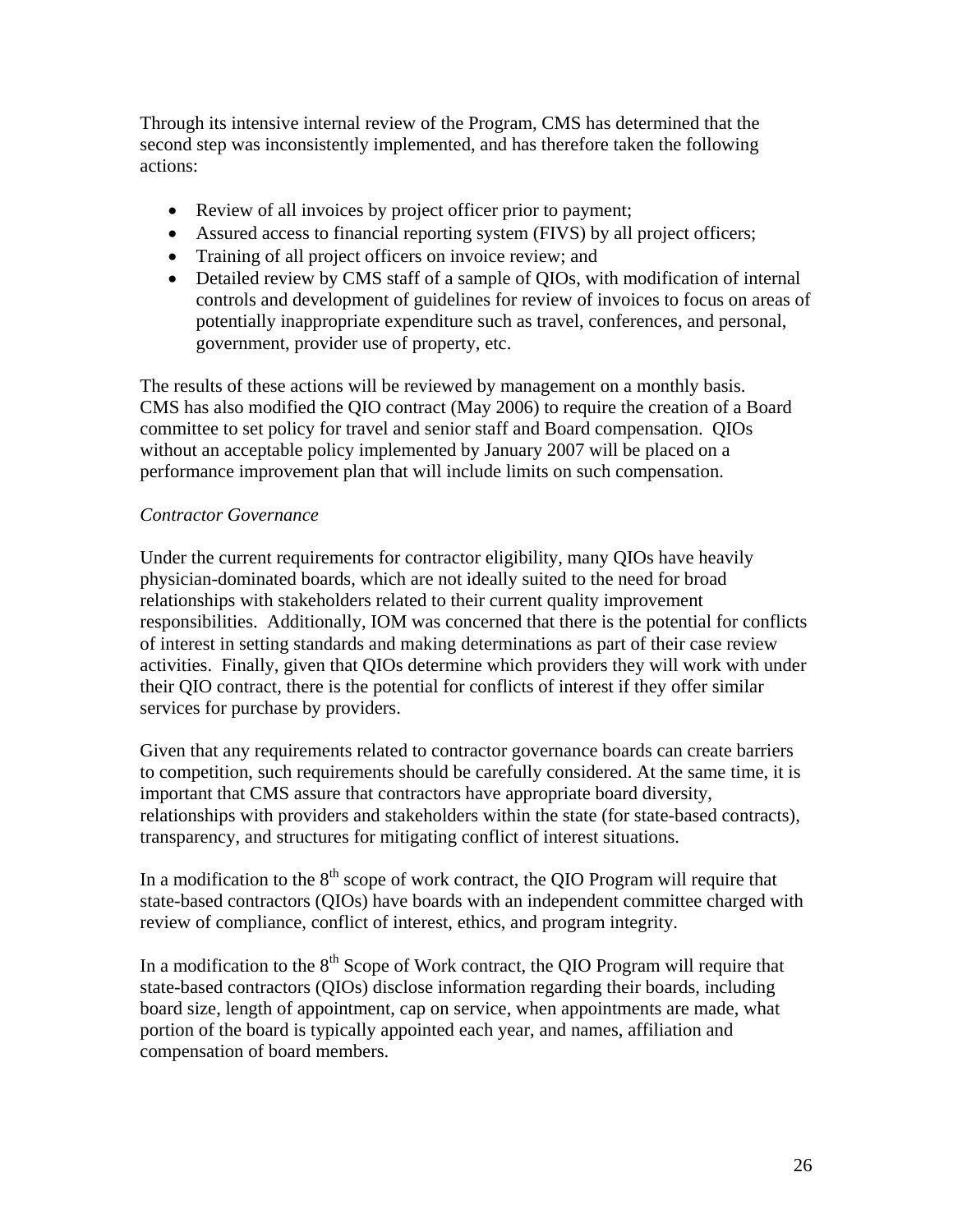Through its intensive internal review of the Program, CMS has determined that the second step was inconsistently implemented, and has therefore taken the following actions:

- Review of all invoices by project officer prior to payment;
- Assured access to financial reporting system (FIVS) by all project officers;
- Training of all project officers on invoice review; and
- Detailed review by CMS staff of a sample of QIOs, with modification of internal controls and development of guidelines for review of invoices to focus on areas of potentially inappropriate expenditure such as travel, conferences, and personal, government, provider use of property, etc.

The results of these actions will be reviewed by management on a monthly basis. CMS has also modified the QIO contract (May 2006) to require the creation of a Board committee to set policy for travel and senior staff and Board compensation. QIOs without an acceptable policy implemented by January 2007 will be placed on a performance improvement plan that will include limits on such compensation.

*Contractor Governance*

Under the current requirements for contractor eligibility, many QIOs have heavily physician-dominated boards, which are not ideally suited to the need for broad relationships with stakeholders related to their current quality improvement responsibilities. Additionally, IOM was concerned that there is the potential for conflicts of interest in setting standards and making determinations as part of their case review activities. Finally, given that QIOs determine which providers they will work with under their QIO contract, there is the potential for conflicts of interest if they offer similar services for purchase by providers.

Given that any requirements related to contractor governance boards can create barriers to competition, such requirements should be carefully considered. At the same time, it is important that CMS assure that contractors have appropriate board diversity, relationships with providers and stakeholders within the state (for state-based contracts), transparency, and structures for mitigating conflict of interest situations.

In a modification to the 8th scope of work contract, the QIO Program will require that state-based contractors (QIOs) have boards with an independent committee charged with review of compliance, conflict of interest, ethics, and program integrity.

In a modification to the 8th Scope of Work contract, the QIO Program will require that state-based contractors (QIOs) disclose information regarding their boards, including board size, length of appointment, cap on service, when appointments are made, what portion of the board is typically appointed each year, and names, affiliation and compensation of board members.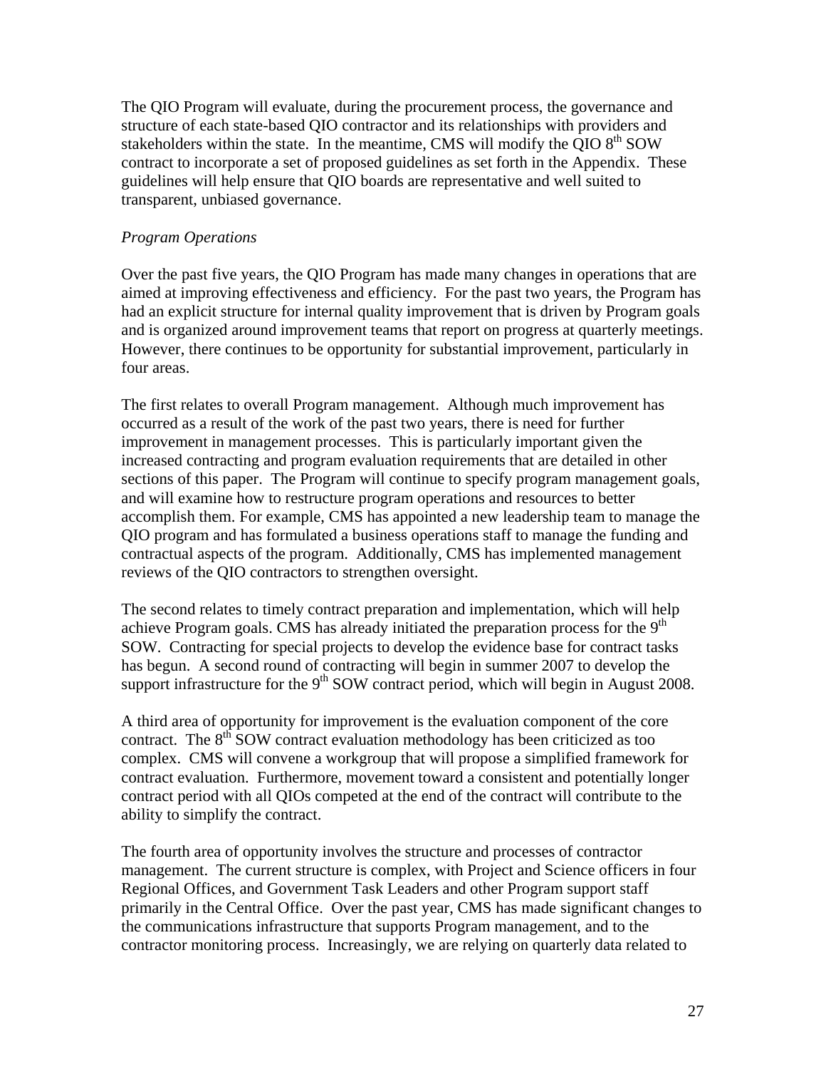The QIO Program will evaluate, during the procurement process, the governance and structure of each state-based QIO contractor and its relationships with providers and stakeholders within the state. In the meantime, CMS will modify the QIO 8th SOW contract to incorporate a set of proposed guidelines as set forth in the Appendix. These guidelines will help ensure that QIO boards are representative and well suited to transparent, unbiased governance.

*Program Operations*

Over the past five years, the QIO Program has made many changes in operations that are aimed at improving effectiveness and efficiency. For the past two years, the Program has had an explicit structure for internal quality improvement that is driven by Program goals and is organized around improvement teams that report on progress at quarterly meetings. However, there continues to be opportunity for substantial improvement, particularly in four areas.

The first relates to overall Program management. Although much improvement has occurred as a result of the work of the past two years, there is need for further improvement in management processes. This is particularly important given the increased contracting and program evaluation requirements that are detailed in other sections of this paper. The Program will continue to specify program management goals, and will examine how to restructure program operations and resources to better accomplish them. For example, CMS has appointed a new leadership team to manage the QIO program and has formulated a business operations staff to manage the funding and contractual aspects of the program. Additionally, CMS has implemented management reviews of the QIO contractors to strengthen oversight.

The second relates to timely contract preparation and implementation, which will help achieve Program goals. CMS has already initiated the preparation process for the 9th SOW. Contracting for special projects to develop the evidence base for contract tasks has begun. A second round of contracting will begin in summer 2007 to develop the support infrastructure for the 9th SOW contract period, which will begin in August 2008.

A third area of opportunity for improvement is the evaluation component of the core contract. The 8th SOW contract evaluation methodology has been criticized as too complex. CMS will convene a workgroup that will propose a simplified framework for contract evaluation. Furthermore, movement toward a consistent and potentially longer contract period with all QIOs competed at the end of the contract will contribute to the ability to simplify the contract.

The fourth area of opportunity involves the structure and processes of contractor management. The current structure is complex, with Project and Science officers in four Regional Offices, and Government Task Leaders and other Program support staff primarily in the Central Office. Over the past year, CMS has made significant changes to the communications infrastructure that supports Program management, and to the contractor monitoring process. Increasingly, we are relying on quarterly data related to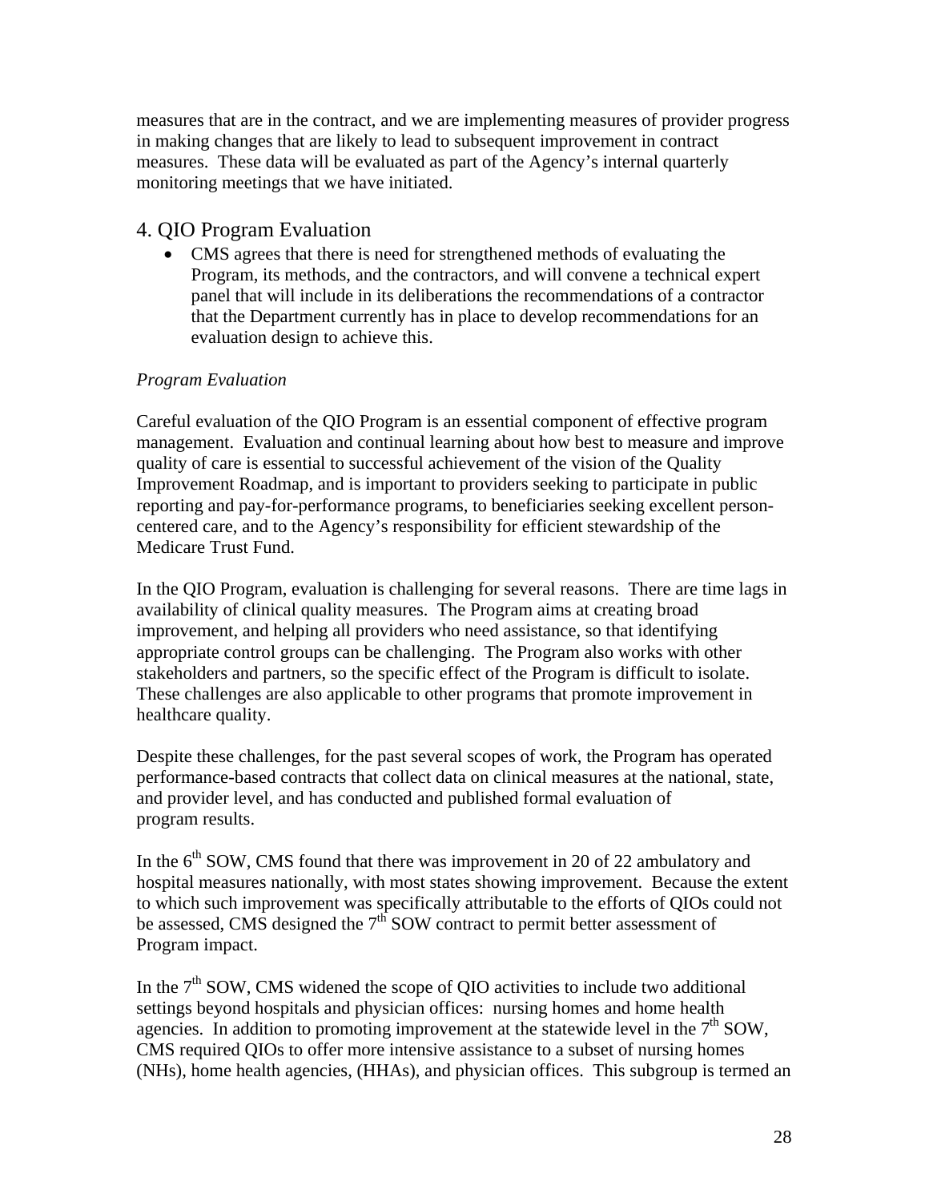measures that are in the contract, and we are implementing measures of provider progress in making changes that are likely to lead to subsequent improvement in contract measures. These data will be evaluated as part of the Agency's internal quarterly monitoring meetings that we have initiated.

## 4. QIO Program Evaluation

- CMS agrees that there is need for strengthened methods of evaluating the Program, its methods, and the contractors, and will convene a technical expert panel that will include in its deliberations the recommendations of a contractor that the Department currently has in place to develop recommendations for an evaluation design to achieve this.

*Program Evaluation*

Careful evaluation of the QIO Program is an essential component of effective program management. Evaluation and continual learning about how best to measure and improve quality of care is essential to successful achievement of the vision of the Quality Improvement Roadmap, and is important to providers seeking to participate in public reporting and pay-for-performance programs, to beneficiaries seeking excellent person-centered care, and to the Agency's responsibility for efficient stewardship of the Medicare Trust Fund.

In the QIO Program, evaluation is challenging for several reasons. There are time lags in availability of clinical quality measures. The Program aims at creating broad improvement, and helping all providers who need assistance, so that identifying appropriate control groups can be challenging. The Program also works with other stakeholders and partners, so the specific effect of the Program is difficult to isolate. These challenges are also applicable to other programs that promote improvement in healthcare quality.

Despite these challenges, for the past several scopes of work, the Program has operated performance-based contracts that collect data on clinical measures at the national, state, and provider level, and has conducted and published formal evaluation of program results.

In the 6th SOW, CMS found that there was improvement in 20 of 22 ambulatory and hospital measures nationally, with most states showing improvement. Because the extent to which such improvement was specifically attributable to the efforts of QIOs could not be assessed, CMS designed the 7th SOW contract to permit better assessment of Program impact.

In the 7th SOW, CMS widened the scope of QIO activities to include two additional settings beyond hospitals and physician offices: nursing homes and home health agencies. In addition to promoting improvement at the statewide level in the 7th SOW, CMS required QIOs to offer more intensive assistance to a subset of nursing homes (NHs), home health agencies, (HHAs), and physician offices. This subgroup is termed an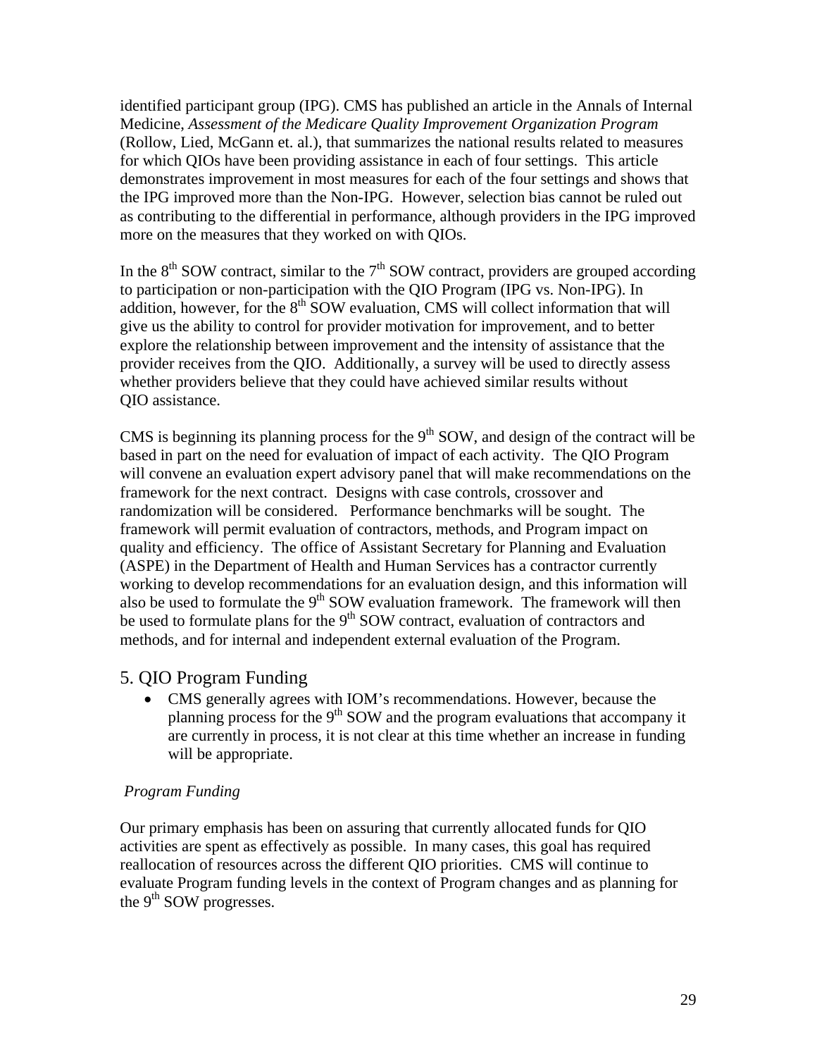identified participant group (IPG). CMS has published an article in the Annals of Internal Medicine, *Assessment of the Medicare Quality Improvement Organization Program* (Rollow, Lied, McGann et. al.), that summarizes the national results related to measures for which QIOs have been providing assistance in each of four settings. This article demonstrates improvement in most measures for each of the four settings and shows that the IPG improved more than the Non-IPG. However, selection bias cannot be ruled out as contributing to the differential in performance, although providers in the IPG improved more on the measures that they worked on with QIOs.

In the 8th SOW contract, similar to the 7th SOW contract, providers are grouped according to participation or non-participation with the QIO Program (IPG vs. Non-IPG). In addition, however, for the 8th SOW evaluation, CMS will collect information that will give us the ability to control for provider motivation for improvement, and to better explore the relationship between improvement and the intensity of assistance that the provider receives from the QIO. Additionally, a survey will be used to directly assess whether providers believe that they could have achieved similar results without QIO assistance.

CMS is beginning its planning process for the 9th SOW, and design of the contract will be based in part on the need for evaluation of impact of each activity. The QIO Program will convene an evaluation expert advisory panel that will make recommendations on the framework for the next contract. Designs with case controls, crossover and randomization will be considered. Performance benchmarks will be sought. The framework will permit evaluation of contractors, methods, and Program impact on quality and efficiency. The office of Assistant Secretary for Planning and Evaluation (ASPE) in the Department of Health and Human Services has a contractor currently working to develop recommendations for an evaluation design, and this information will also be used to formulate the 9th SOW evaluation framework. The framework will then be used to formulate plans for the 9th SOW contract, evaluation of contractors and methods, and for internal and independent external evaluation of the Program.

## 5. QIO Program Funding

- CMS generally agrees with IOM's recommendations. However, because the planning process for the 9th SOW and the program evaluations that accompany it are currently in process, it is not clear at this time whether an increase in funding will be appropriate.

*Program Funding*

Our primary emphasis has been on assuring that currently allocated funds for QIO activities are spent as effectively as possible. In many cases, this goal has required reallocation of resources across the different QIO priorities. CMS will continue to evaluate Program funding levels in the context of Program changes and as planning for the 9th SOW progresses.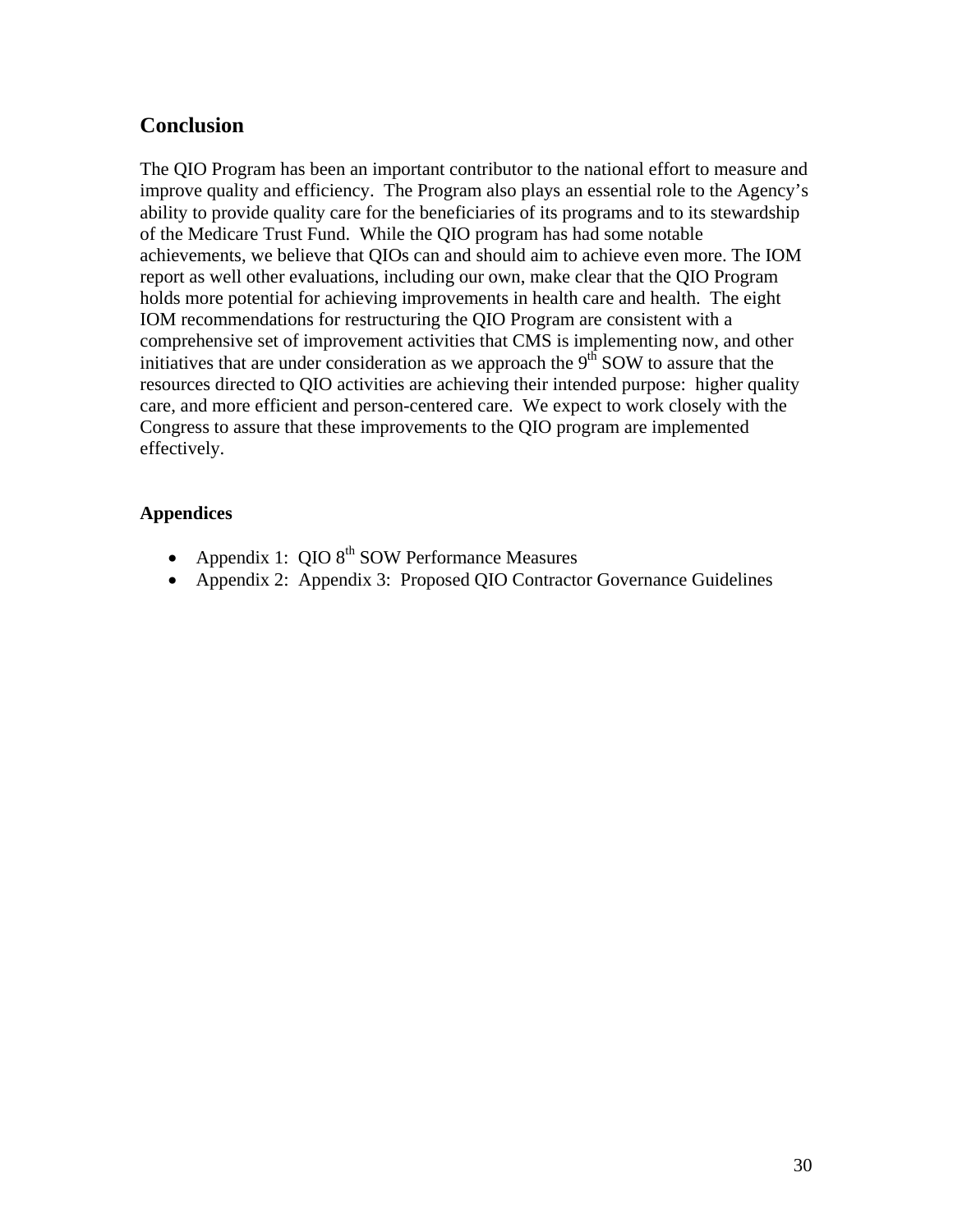## Conclusion

The QIO Program has been an important contributor to the national effort to measure and improve quality and efficiency. The Program also plays an essential role to the Agency's ability to provide quality care for the beneficiaries of its programs and to its stewardship of the Medicare Trust Fund. While the QIO program has had some notable achievements, we believe that QIOs can and should aim to achieve even more. The IOM report as well other evaluations, including our own, make clear that the QIO Program holds more potential for achieving improvements in health care and health. The eight IOM recommendations for restructuring the QIO Program are consistent with a comprehensive set of improvement activities that CMS is implementing now, and other initiatives that are under consideration as we approach the 9th SOW to assure that the resources directed to QIO activities are achieving their intended purpose: higher quality care, and more efficient and person-centered care. We expect to work closely with the Congress to assure that these improvements to the QIO program are implemented effectively.

### Appendices

- Appendix 1: QIO 8th SOW Performance Measures
- Appendix 2: Appendix 3: Proposed QIO Contractor Governance Guidelines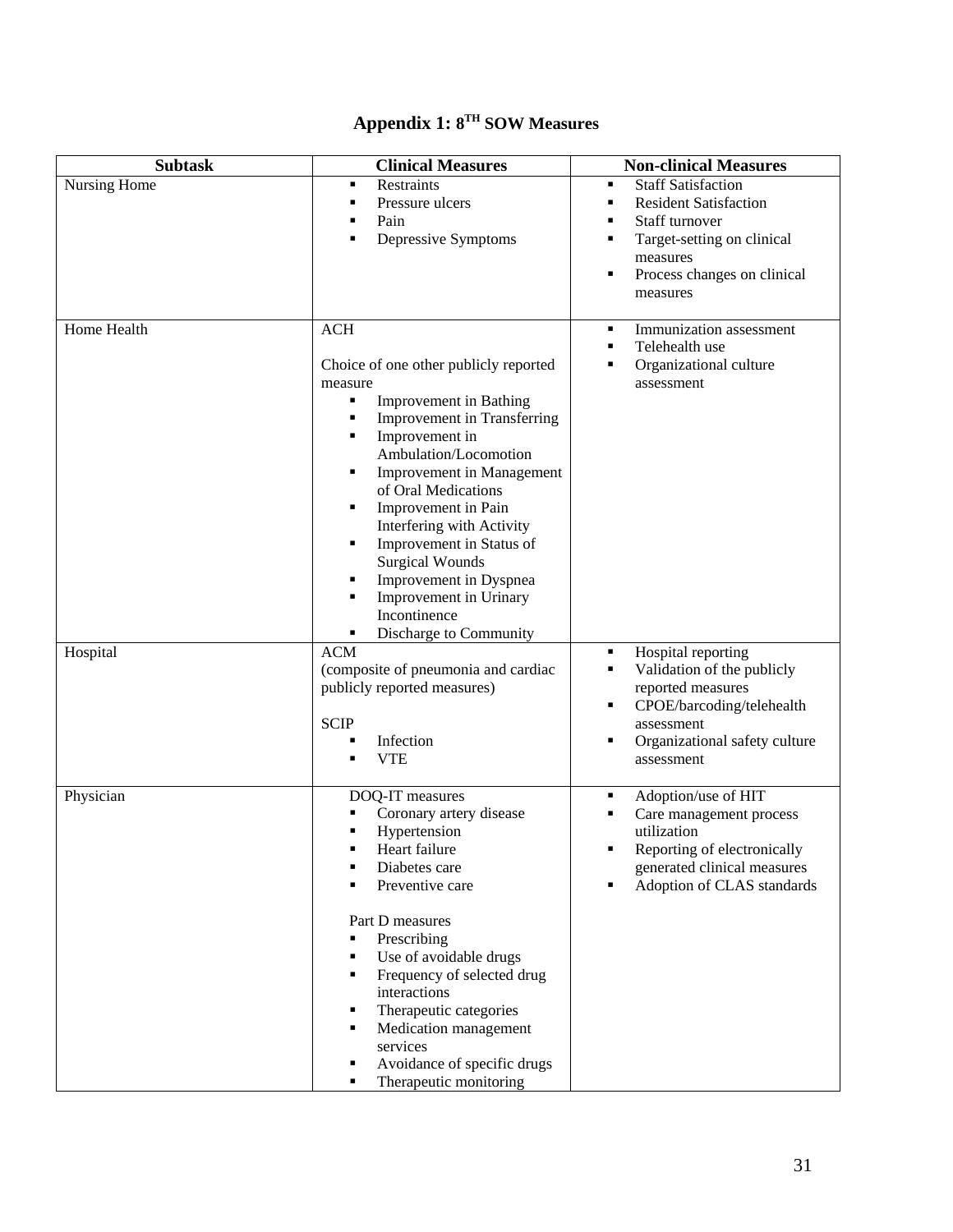## Appendix 1: 8TH SOW Measures

| Subtask | Clinical Measures | Non-clinical Measures |
|---|---|---|
| Nursing Home | ▪ Restraints<br>▪ Pressure ulcers<br>▪ Pain<br>▪ Depressive Symptoms | ▪ Staff Satisfaction<br>▪ Resident Satisfaction<br>▪ Staff turnover<br>▪ Target-setting on clinical measures<br>▪ Process changes on clinical measures |
| Home Health | ACH<br><br>Choice of one other publicly reported measure<br>▪ Improvement in Bathing<br>▪ Improvement in Transferring<br>▪ Improvement in Ambulation/Locomotion<br>▪ Improvement in Management of Oral Medications<br>▪ Improvement in Pain Interfering with Activity<br>▪ Improvement in Status of Surgical Wounds<br>▪ Improvement in Dyspnea<br>▪ Improvement in Urinary Incontinence<br>▪ Discharge to Community | ▪ Immunization assessment<br>▪ Telehealth use<br>▪ Organizational culture assessment |
| Hospital | ACM<br>(composite of pneumonia and cardiac publicly reported measures)<br><br>SCIP<br>▪ Infection<br>▪ VTE | ▪ Hospital reporting<br>▪ Validation of the publicly reported measures<br>▪ CPOE/barcoding/telehealth assessment<br>▪ Organizational safety culture assessment |
| Physician | DOQ-IT measures<br>▪ Coronary artery disease<br>▪ Hypertension<br>▪ Heart failure<br>▪ Diabetes care<br>▪ Preventive care<br><br>Part D measures<br>▪ Prescribing<br>▪ Use of avoidable drugs<br>▪ Frequency of selected drug interactions<br>▪ Therapeutic categories<br>▪ Medication management services<br>▪ Avoidance of specific drugs<br>▪ Therapeutic monitoring | ▪ Adoption/use of HIT<br>▪ Care management process utilization<br>▪ Reporting of electronically generated clinical measures<br>▪ Adoption of CLAS standards |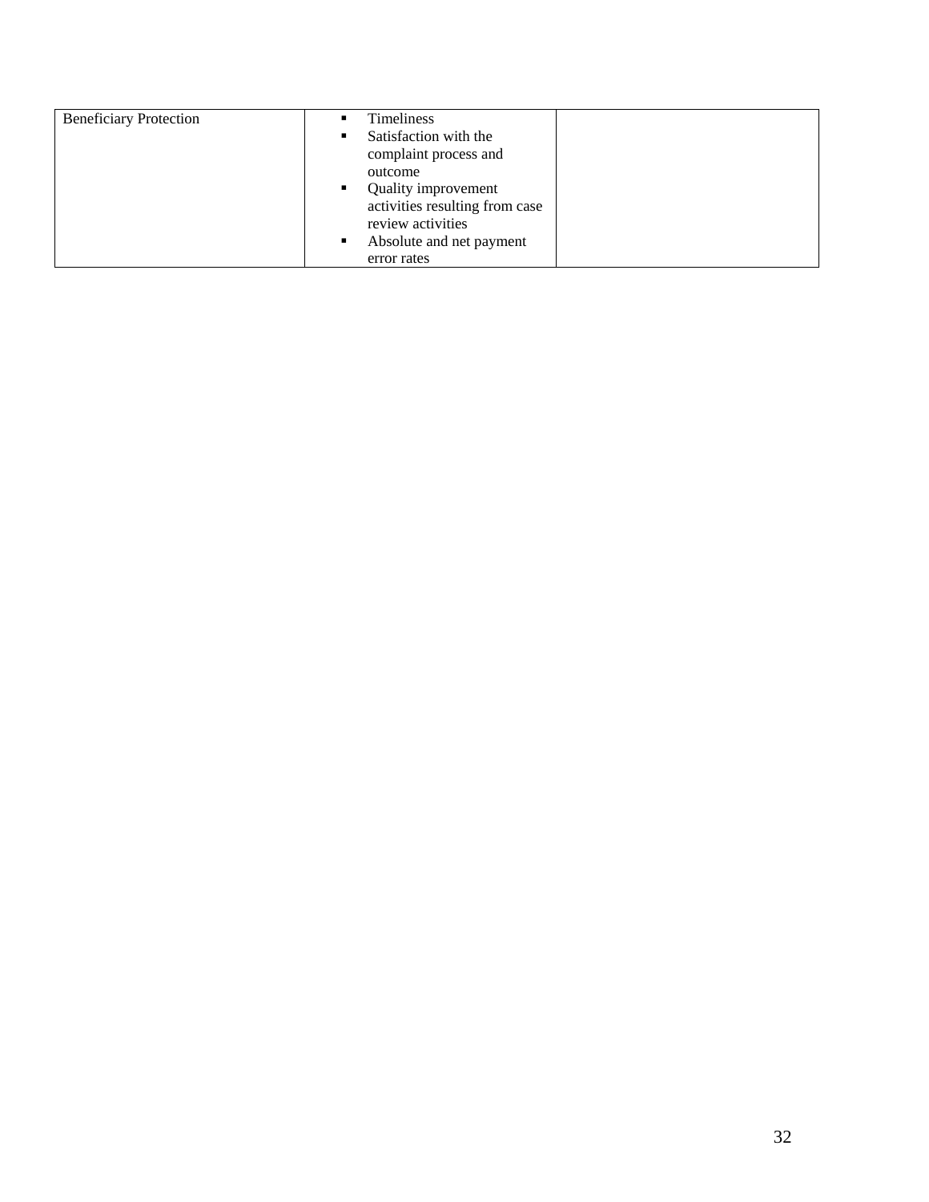| | | |
|---|---|---|
| Beneficiary Protection | ▪ Timeliness<br>▪ Satisfaction with the complaint process and outcome<br>▪ Quality improvement activities resulting from case review activities<br>▪ Absolute and net payment error rates | |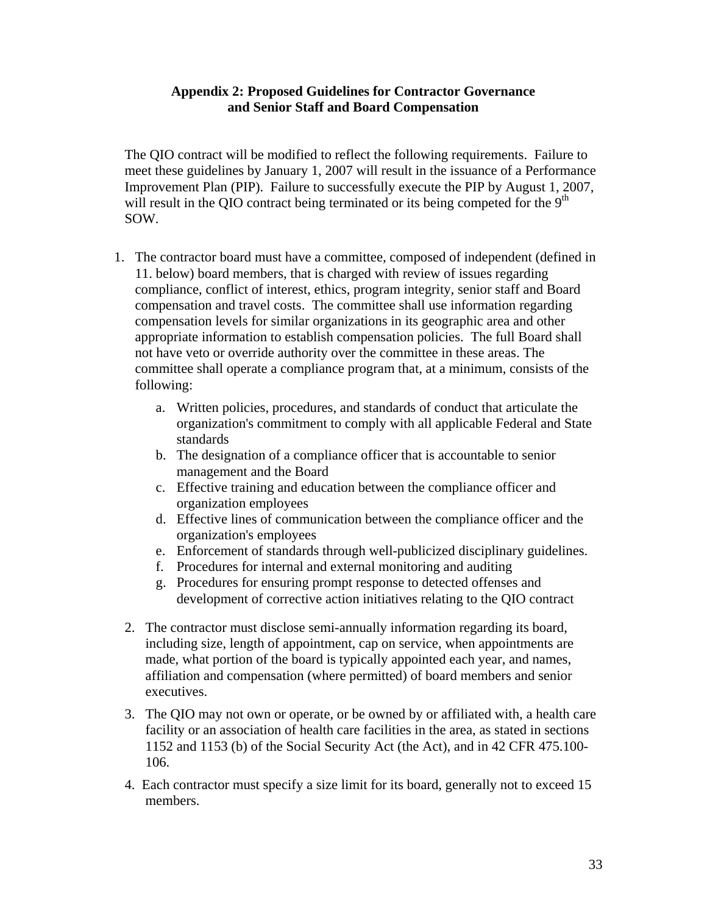## Appendix 2: Proposed Guidelines for Contractor Governance and Senior Staff and Board Compensation

The QIO contract will be modified to reflect the following requirements. Failure to meet these guidelines by January 1, 2007 will result in the issuance of a Performance Improvement Plan (PIP). Failure to successfully execute the PIP by August 1, 2007, will result in the QIO contract being terminated or its being competed for the 9th SOW.

1. The contractor board must have a committee, composed of independent (defined in 11. below) board members, that is charged with review of issues regarding compliance, conflict of interest, ethics, program integrity, senior staff and Board compensation and travel costs. The committee shall use information regarding compensation levels for similar organizations in its geographic area and other appropriate information to establish compensation policies. The full Board shall not have veto or override authority over the committee in these areas. The committee shall operate a compliance program that, at a minimum, consists of the following:
   a. Written policies, procedures, and standards of conduct that articulate the organization's commitment to comply with all applicable Federal and State standards
   b. The designation of a compliance officer that is accountable to senior management and the Board
   c. Effective training and education between the compliance officer and organization employees
   d. Effective lines of communication between the compliance officer and the organization's employees
   e. Enforcement of standards through well-publicized disciplinary guidelines.
   f. Procedures for internal and external monitoring and auditing
   g. Procedures for ensuring prompt response to detected offenses and development of corrective action initiatives relating to the QIO contract

2. The contractor must disclose semi-annually information regarding its board, including size, length of appointment, cap on service, when appointments are made, what portion of the board is typically appointed each year, and names, affiliation and compensation (where permitted) of board members and senior executives.

3. The QIO may not own or operate, or be owned by or affiliated with, a health care facility or an association of health care facilities in the area, as stated in sections 1152 and 1153 (b) of the Social Security Act (the Act), and in 42 CFR 475.100-106.

4. Each contractor must specify a size limit for its board, generally not to exceed 15 members.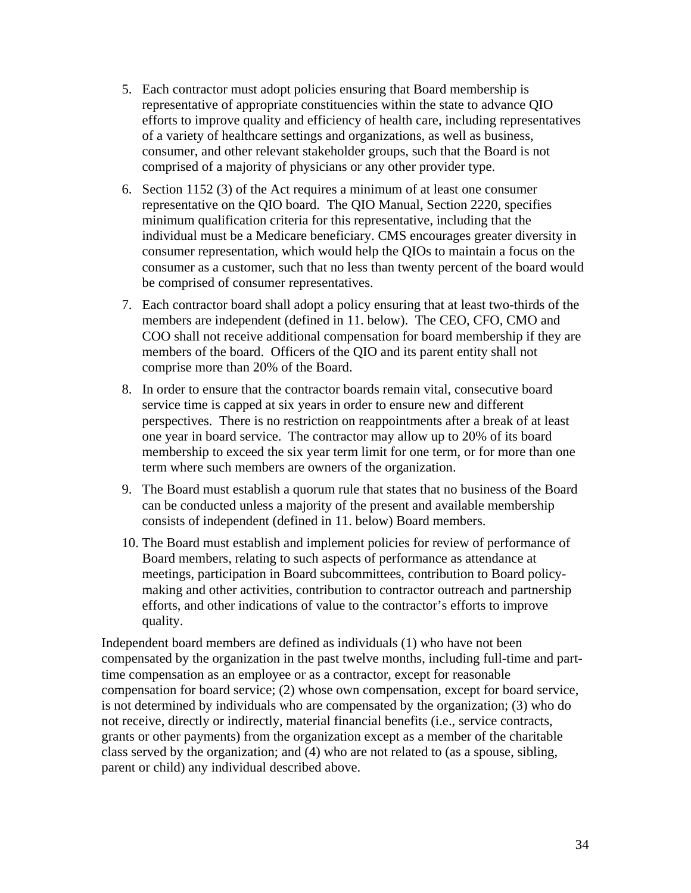5. Each contractor must adopt policies ensuring that Board membership is representative of appropriate constituencies within the state to advance QIO efforts to improve quality and efficiency of health care, including representatives of a variety of healthcare settings and organizations, as well as business, consumer, and other relevant stakeholder groups, such that the Board is not comprised of a majority of physicians or any other provider type.
6. Section 1152 (3) of the Act requires a minimum of at least one consumer representative on the QIO board. The QIO Manual, Section 2220, specifies minimum qualification criteria for this representative, including that the individual must be a Medicare beneficiary. CMS encourages greater diversity in consumer representation, which would help the QIOs to maintain a focus on the consumer as a customer, such that no less than twenty percent of the board would be comprised of consumer representatives.
7. Each contractor board shall adopt a policy ensuring that at least two-thirds of the members are independent (defined in 11. below). The CEO, CFO, CMO and COO shall not receive additional compensation for board membership if they are members of the board. Officers of the QIO and its parent entity shall not comprise more than 20% of the Board.
8. In order to ensure that the contractor boards remain vital, consecutive board service time is capped at six years in order to ensure new and different perspectives. There is no restriction on reappointments after a break of at least one year in board service. The contractor may allow up to 20% of its board membership to exceed the six year term limit for one term, or for more than one term where such members are owners of the organization.
9. The Board must establish a quorum rule that states that no business of the Board can be conducted unless a majority of the present and available membership consists of independent (defined in 11. below) Board members.
10. The Board must establish and implement policies for review of performance of Board members, relating to such aspects of performance as attendance at meetings, participation in Board subcommittees, contribution to Board policy-making and other activities, contribution to contractor outreach and partnership efforts, and other indications of value to the contractor's efforts to improve quality.

Independent board members are defined as individuals (1) who have not been compensated by the organization in the past twelve months, including full-time and part-time compensation as an employee or as a contractor, except for reasonable compensation for board service; (2) whose own compensation, except for board service, is not determined by individuals who are compensated by the organization; (3) who do not receive, directly or indirectly, material financial benefits (i.e., service contracts, grants or other payments) from the organization except as a member of the charitable class served by the organization; and (4) who are not related to (as a spouse, sibling, parent or child) any individual described above.